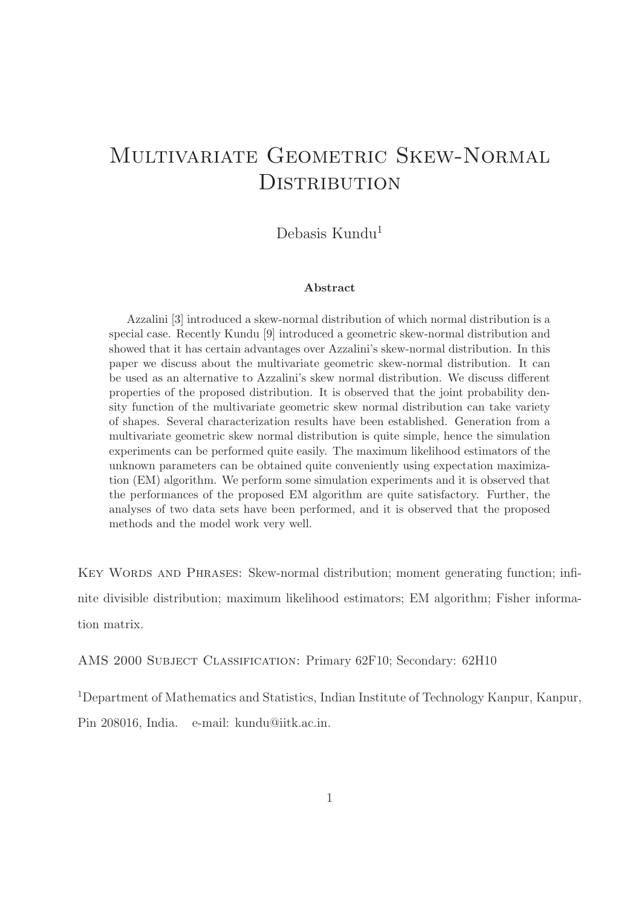# Multivariate Geometric Skew-Normal Distribution

Debasis Kundu[1]

### Abstract

Azzalini [3] introduced a skew-normal distribution of which normal distribution is a special case. Recently Kundu [9] introduced a geometric skew-normal distribution and showed that it has certain advantages over Azzalini's skew-normal distribution. In this paper we discuss about the multivariate geometric skew-normal distribution. It can be used as an alternative to Azzalini's skew normal distribution. We discuss different properties of the proposed distribution. It is observed that the joint probability density function of the multivariate geometric skew normal distribution can take variety of shapes. Several characterization results have been established. Generation from a multivariate geometric skew normal distribution is quite simple, hence the simulation experiments can be performed quite easily. The maximum likelihood estimators of the unknown parameters can be obtained quite conveniently using expectation maximization (EM) algorithm. We perform some simulation experiments and it is observed that the performances of the proposed EM algorithm are quite satisfactory. Further, the analyses of two data sets have been performed, and it is observed that the proposed methods and the model work very well.

Key Words and Phrases: Skew-normal distribution; moment generating function; infinite divisible distribution; maximum likelihood estimators; EM algorithm; Fisher information matrix.

AMS 2000 Subject Classification: Primary 62F10; Secondary: 62H10

[1]Department of Mathematics and Statistics, Indian Institute of Technology Kanpur, Kanpur, Pin 208016, India. e-mail: kundu@iitk.ac.in.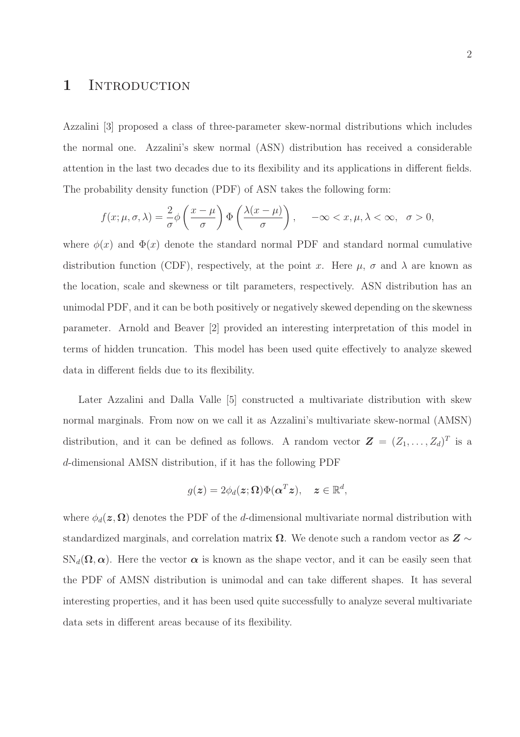# 1 Introduction

Azzalini [3] proposed a class of three-parameter skew-normal distributions which includes the normal one. Azzalini's skew normal (ASN) distribution has received a considerable attention in the last two decades due to its flexibility and its applications in different fields. The probability density function (PDF) of ASN takes the following form:

$$f(x;\mu,\sigma,\lambda) = \frac{2}{\sigma}\phi\left(\frac{x-\mu}{\sigma}\right)\Phi\left(\frac{\lambda(x-\mu)}{\sigma}\right), \quad -\infty < x, \mu, \lambda < \infty, \ \ \sigma > 0,$$

where $\phi(x)$ and $\Phi(x)$ denote the standard normal PDF and standard normal cumulative distribution function (CDF), respectively, at the point $x$. Here $\mu$, $\sigma$ and $\lambda$ are known as the location, scale and skewness or tilt parameters, respectively. ASN distribution has an unimodal PDF, and it can be both positively or negatively skewed depending on the skewness parameter. Arnold and Beaver [2] provided an interesting interpretation of this model in terms of hidden truncation. This model has been used quite effectively to analyze skewed data in different fields due to its flexibility.

Later Azzalini and Dalla Valle [5] constructed a multivariate distribution with skew normal marginals. From now on we call it as Azzalini's multivariate skew-normal (AMSN) distribution, and it can be defined as follows. A random vector $\boldsymbol{Z} = (Z_1, \ldots, Z_d)^T$ is a $d$-dimensional AMSN distribution, if it has the following PDF

$$g(\boldsymbol{z}) = 2\phi_d(\boldsymbol{z};\boldsymbol{\Omega})\Phi(\boldsymbol{\alpha}^T\boldsymbol{z}), \quad \boldsymbol{z} \in \mathbb{R}^d,$$

where $\phi_d(\boldsymbol{z},\boldsymbol{\Omega})$ denotes the PDF of the $d$-dimensional multivariate normal distribution with standardized marginals, and correlation matrix $\boldsymbol{\Omega}$. We denote such a random vector as $\boldsymbol{Z} \sim \text{SN}_d(\boldsymbol{\Omega},\boldsymbol{\alpha})$. Here the vector $\boldsymbol{\alpha}$ is known as the shape vector, and it can be easily seen that the PDF of AMSN distribution is unimodal and can take different shapes. It has several interesting properties, and it has been used quite successfully to analyze several multivariate data sets in different areas because of its flexibility.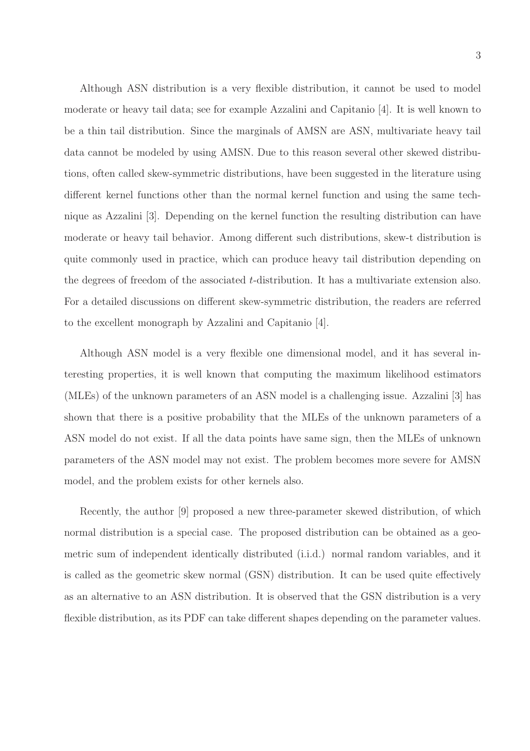Although ASN distribution is a very flexible distribution, it cannot be used to model moderate or heavy tail data; see for example Azzalini and Capitanio [4]. It is well known to be a thin tail distribution. Since the marginals of AMSN are ASN, multivariate heavy tail data cannot be modeled by using AMSN. Due to this reason several other skewed distributions, often called skew-symmetric distributions, have been suggested in the literature using different kernel functions other than the normal kernel function and using the same technique as Azzalini [3]. Depending on the kernel function the resulting distribution can have moderate or heavy tail behavior. Among different such distributions, skew-t distribution is quite commonly used in practice, which can produce heavy tail distribution depending on the degrees of freedom of the associated $t$-distribution. It has a multivariate extension also. For a detailed discussions on different skew-symmetric distribution, the readers are referred to the excellent monograph by Azzalini and Capitanio [4].

Although ASN model is a very flexible one dimensional model, and it has several interesting properties, it is well known that computing the maximum likelihood estimators (MLEs) of the unknown parameters of an ASN model is a challenging issue. Azzalini [3] has shown that there is a positive probability that the MLEs of the unknown parameters of a ASN model do not exist. If all the data points have same sign, then the MLEs of unknown parameters of the ASN model may not exist. The problem becomes more severe for AMSN model, and the problem exists for other kernels also.

Recently, the author [9] proposed a new three-parameter skewed distribution, of which normal distribution is a special case. The proposed distribution can be obtained as a geometric sum of independent identically distributed (i.i.d.) normal random variables, and it is called as the geometric skew normal (GSN) distribution. It can be used quite effectively as an alternative to an ASN distribution. It is observed that the GSN distribution is a very flexible distribution, as its PDF can take different shapes depending on the parameter values.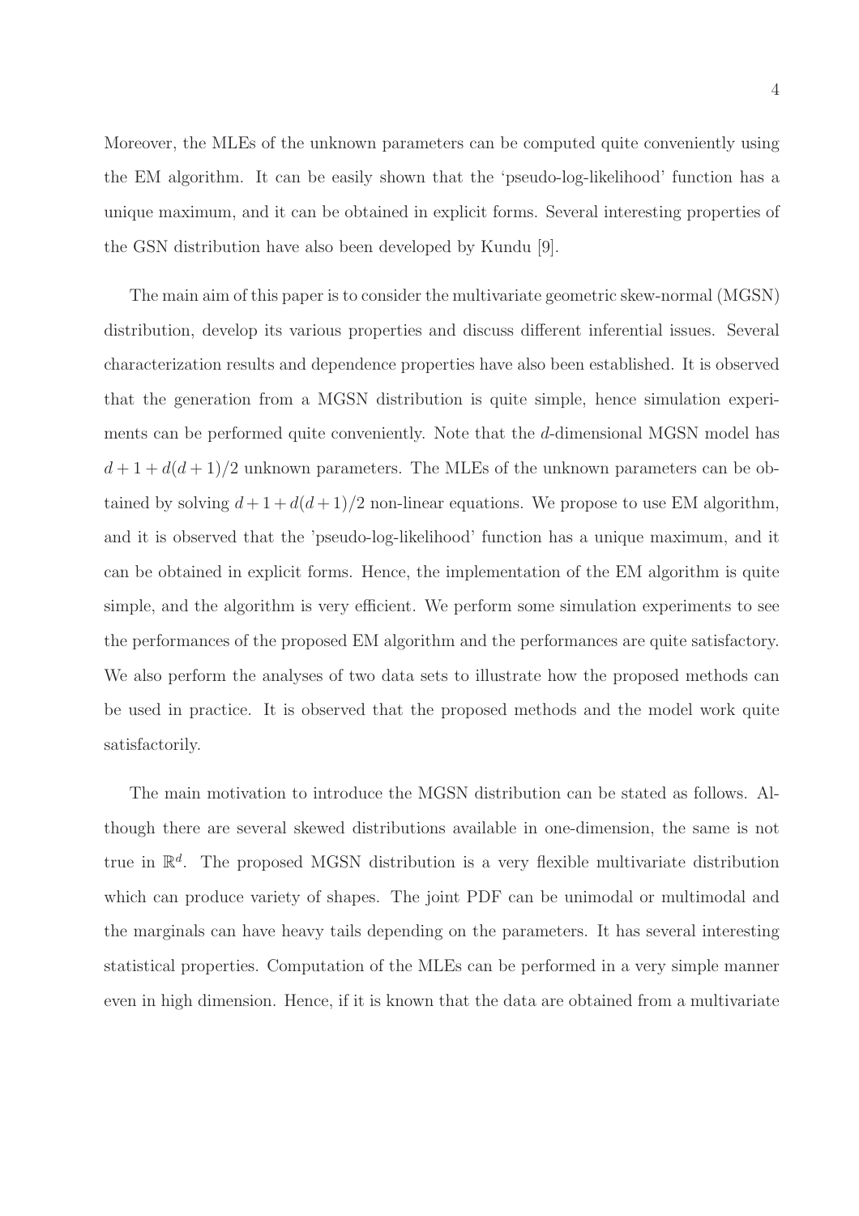Moreover, the MLEs of the unknown parameters can be computed quite conveniently using the EM algorithm. It can be easily shown that the 'pseudo-log-likelihood' function has a unique maximum, and it can be obtained in explicit forms. Several interesting properties of the GSN distribution have also been developed by Kundu [9].

The main aim of this paper is to consider the multivariate geometric skew-normal (MGSN) distribution, develop its various properties and discuss different inferential issues. Several characterization results and dependence properties have also been established. It is observed that the generation from a MGSN distribution is quite simple, hence simulation experiments can be performed quite conveniently. Note that the $d$-dimensional MGSN model has $d + 1 + d(d + 1)/2$ unknown parameters. The MLEs of the unknown parameters can be obtained by solving $d + 1 + d(d + 1)/2$ non-linear equations. We propose to use EM algorithm, and it is observed that the 'pseudo-log-likelihood' function has a unique maximum, and it can be obtained in explicit forms. Hence, the implementation of the EM algorithm is quite simple, and the algorithm is very efficient. We perform some simulation experiments to see the performances of the proposed EM algorithm and the performances are quite satisfactory. We also perform the analyses of two data sets to illustrate how the proposed methods can be used in practice. It is observed that the proposed methods and the model work quite satisfactorily.

The main motivation to introduce the MGSN distribution can be stated as follows. Although there are several skewed distributions available in one-dimension, the same is not true in $\mathbb{R}^d$. The proposed MGSN distribution is a very flexible multivariate distribution which can produce variety of shapes. The joint PDF can be unimodal or multimodal and the marginals can have heavy tails depending on the parameters. It has several interesting statistical properties. Computation of the MLEs can be performed in a very simple manner even in high dimension. Hence, if it is known that the data are obtained from a multivariate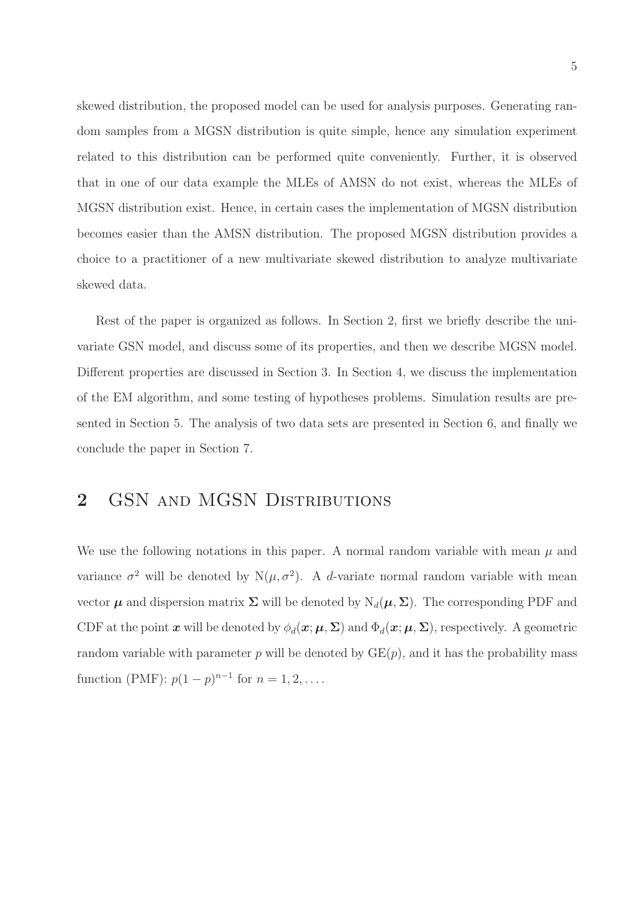skewed distribution, the proposed model can be used for analysis purposes. Generating random samples from a MGSN distribution is quite simple, hence any simulation experiment related to this distribution can be performed quite conveniently. Further, it is observed that in one of our data example the MLEs of AMSN do not exist, whereas the MLEs of MGSN distribution exist. Hence, in certain cases the implementation of MGSN distribution becomes easier than the AMSN distribution. The proposed MGSN distribution provides a choice to a practitioner of a new multivariate skewed distribution to analyze multivariate skewed data.

Rest of the paper is organized as follows. In Section 2, first we briefly describe the univariate GSN model, and discuss some of its properties, and then we describe MGSN model. Different properties are discussed in Section 3. In Section 4, we discuss the implementation of the EM algorithm, and some testing of hypotheses problems. Simulation results are presented in Section 5. The analysis of two data sets are presented in Section 6, and finally we conclude the paper in Section 7.

## 2 GSN and MGSN Distributions

We use the following notations in this paper. A normal random variable with mean $\mu$ and variance $\sigma^2$ will be denoted by $\mathrm{N}(\mu, \sigma^2)$. A $d$-variate normal random variable with mean vector $\boldsymbol{\mu}$ and dispersion matrix $\boldsymbol{\Sigma}$ will be denoted by $\mathrm{N}_d(\boldsymbol{\mu}, \boldsymbol{\Sigma})$. The corresponding PDF and CDF at the point $\boldsymbol{x}$ will be denoted by $\phi_d(\boldsymbol{x}; \boldsymbol{\mu}, \boldsymbol{\Sigma})$ and $\Phi_d(\boldsymbol{x}; \boldsymbol{\mu}, \boldsymbol{\Sigma})$, respectively. A geometric random variable with parameter $p$ will be denoted by $\mathrm{GE}(p)$, and it has the probability mass function (PMF): $p(1-p)^{n-1}$ for $n = 1, 2, \ldots$.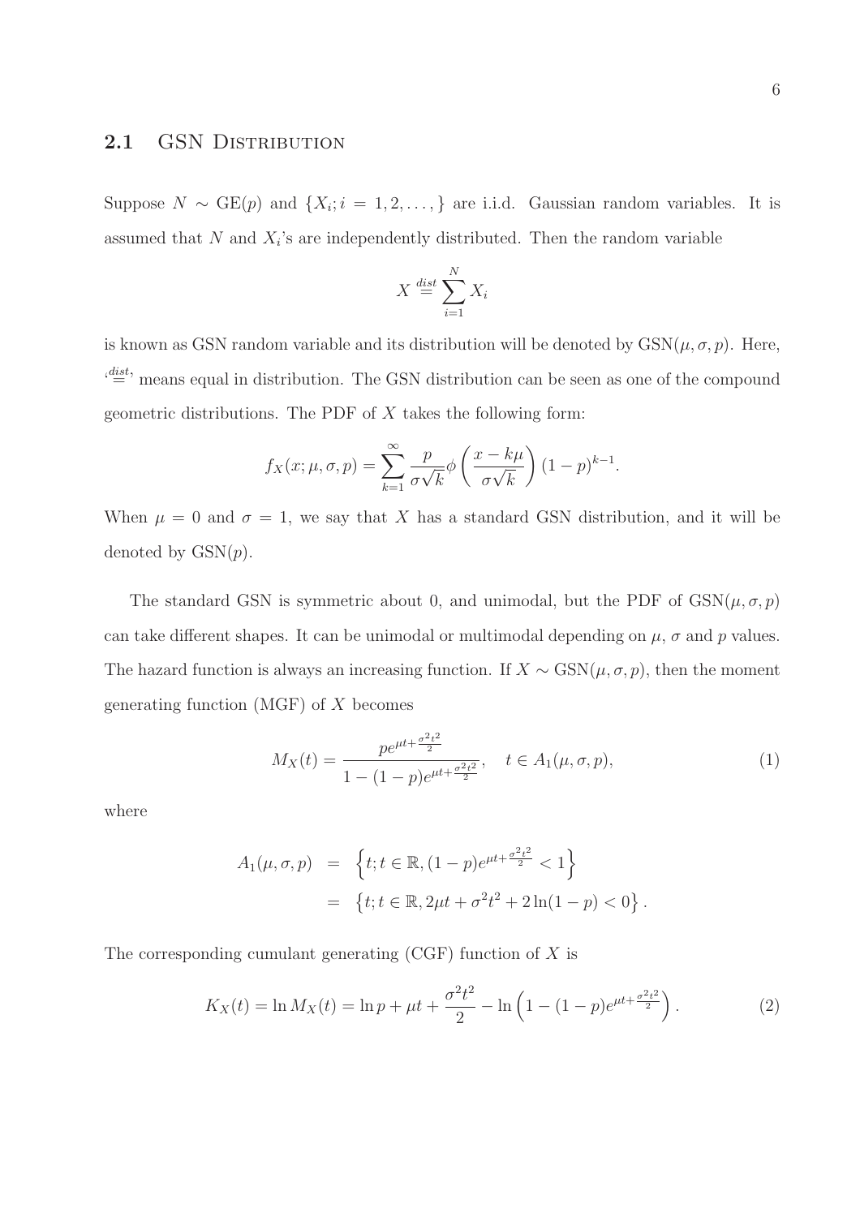## 2.1 GSN Distribution

Suppose $N \sim \text{GE}(p)$ and $\{X_i; i = 1, 2, \ldots, \}$ are i.i.d. Gaussian random variables. It is assumed that $N$ and $X_i$'s are independently distributed. Then the random variable

$$X \stackrel{dist}{=} \sum_{i=1}^{N} X_i$$

is known as GSN random variable and its distribution will be denoted by $\text{GSN}(\mu, \sigma, p)$. Here, '$\stackrel{dist}{=}$' means equal in distribution. The GSN distribution can be seen as one of the compound geometric distributions. The PDF of $X$ takes the following form:

$$f_X(x; \mu, \sigma, p) = \sum_{k=1}^{\infty} \frac{p}{\sigma\sqrt{k}} \phi\left(\frac{x - k\mu}{\sigma\sqrt{k}}\right)(1-p)^{k-1}.$$

When $\mu = 0$ and $\sigma = 1$, we say that $X$ has a standard GSN distribution, and it will be denoted by $\text{GSN}(p)$.

The standard GSN is symmetric about 0, and unimodal, but the PDF of $\text{GSN}(\mu, \sigma, p)$ can take different shapes. It can be unimodal or multimodal depending on $\mu$, $\sigma$ and $p$ values. The hazard function is always an increasing function. If $X \sim \text{GSN}(\mu, \sigma, p)$, then the moment generating function (MGF) of $X$ becomes

$$M_X(t) = \frac{p e^{\mu t + \frac{\sigma^2 t^2}{2}}}{1 - (1-p)e^{\mu t + \frac{\sigma^2 t^2}{2}}}, \quad t \in A_1(\mu, \sigma, p), \tag{1}$$

where

$$\begin{aligned} A_1(\mu, \sigma, p) &= \left\{t; t \in \mathbb{R}, (1-p)e^{\mu t + \frac{\sigma^2 t^2}{2}} < 1\right\} \\ &= \left\{t; t \in \mathbb{R}, 2\mu t + \sigma^2 t^2 + 2\ln(1-p) < 0\right\}. \end{aligned}$$

The corresponding cumulant generating (CGF) function of $X$ is

$$K_X(t) = \ln M_X(t) = \ln p + \mu t + \frac{\sigma^2 t^2}{2} - \ln\left(1 - (1-p)e^{\mu t + \frac{\sigma^2 t^2}{2}}\right). \tag{2}$$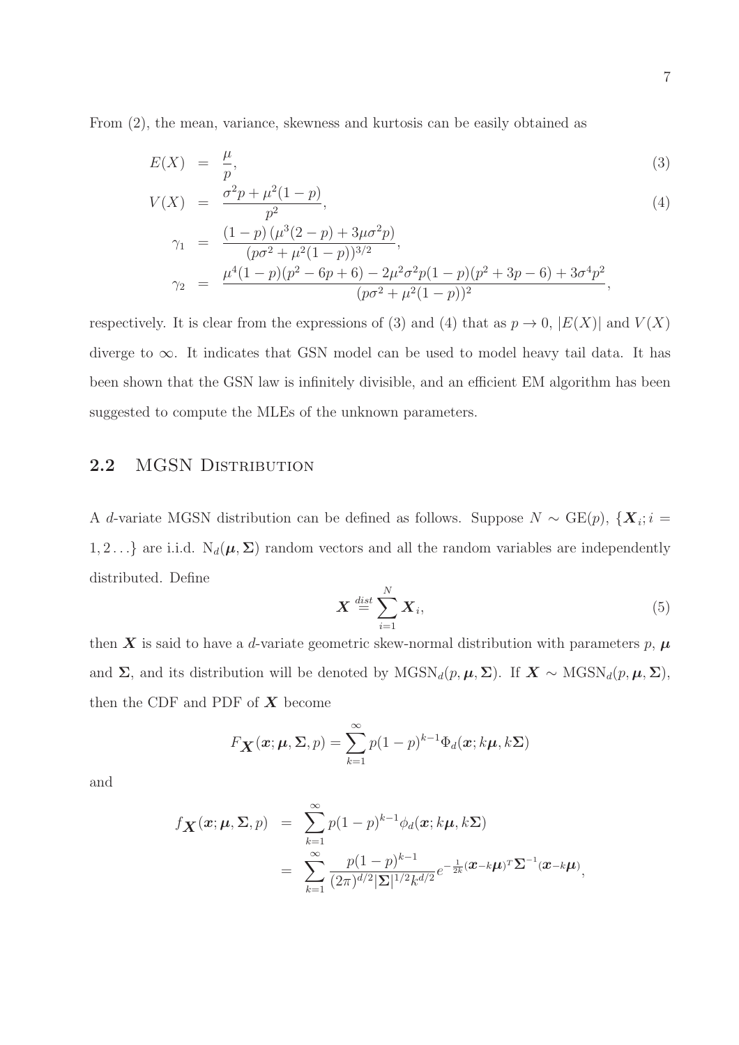From (2), the mean, variance, skewness and kurtosis can be easily obtained as

$$E(X) = \frac{\mu}{p}, \tag{3}$$

$$V(X) = \frac{\sigma^2 p + \mu^2(1-p)}{p^2}, \tag{4}$$

$$\gamma_1 = \frac{(1-p)\left(\mu^3(2-p) + 3\mu\sigma^2 p\right)}{(p\sigma^2 + \mu^2(1-p))^{3/2}},$$

$$\gamma_2 = \frac{\mu^4(1-p)(p^2-6p+6) - 2\mu^2\sigma^2 p(1-p)(p^2+3p-6) + 3\sigma^4 p^2}{(p\sigma^2 + \mu^2(1-p))^2},$$

respectively. It is clear from the expressions of (3) and (4) that as $p \to 0$, $|E(X)|$ and $V(X)$ diverge to $\infty$. It indicates that GSN model can be used to model heavy tail data. It has been shown that the GSN law is infinitely divisible, and an efficient EM algorithm has been suggested to compute the MLEs of the unknown parameters.

## 2.2 MGSN Distribution

A $d$-variate MGSN distribution can be defined as follows. Suppose $N \sim \text{GE}(p)$, $\{\boldsymbol{X}_i; i = 1, 2 \ldots\}$ are i.i.d. $\text{N}_d(\boldsymbol{\mu}, \boldsymbol{\Sigma})$ random vectors and all the random variables are independently distributed. Define

$$\boldsymbol{X} \stackrel{dist}{=} \sum_{i=1}^{N} \boldsymbol{X}_i, \tag{5}$$

then $\boldsymbol{X}$ is said to have a $d$-variate geometric skew-normal distribution with parameters $p$, $\boldsymbol{\mu}$ and $\boldsymbol{\Sigma}$, and its distribution will be denoted by $\text{MGSN}_d(p, \boldsymbol{\mu}, \boldsymbol{\Sigma})$. If $\boldsymbol{X} \sim \text{MGSN}_d(p, \boldsymbol{\mu}, \boldsymbol{\Sigma})$, then the CDF and PDF of $\boldsymbol{X}$ become

$$F_{\boldsymbol{X}}(\boldsymbol{x}; \boldsymbol{\mu}, \boldsymbol{\Sigma}, p) = \sum_{k=1}^{\infty} p(1-p)^{k-1} \Phi_d(\boldsymbol{x}; k\boldsymbol{\mu}, k\boldsymbol{\Sigma})$$

and

$$\begin{aligned} f_{\boldsymbol{X}}(\boldsymbol{x}; \boldsymbol{\mu}, \boldsymbol{\Sigma}, p) &= \sum_{k=1}^{\infty} p(1-p)^{k-1} \phi_d(\boldsymbol{x}; k\boldsymbol{\mu}, k\boldsymbol{\Sigma}) \\ &= \sum_{k=1}^{\infty} \frac{p(1-p)^{k-1}}{(2\pi)^{d/2} |\boldsymbol{\Sigma}|^{1/2} k^{d/2}} e^{-\frac{1}{2k}(\boldsymbol{x} - k\boldsymbol{\mu})^T \boldsymbol{\Sigma}^{-1} (\boldsymbol{x} - k\boldsymbol{\mu})}, \end{aligned}$$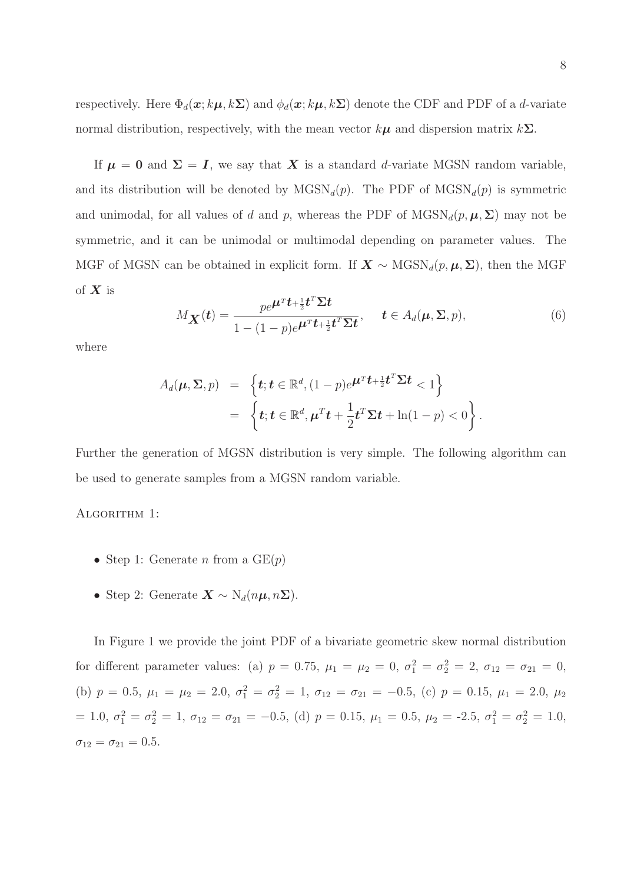respectively. Here $\Phi_d(\boldsymbol{x}; k\boldsymbol{\mu}, k\boldsymbol{\Sigma})$ and $\phi_d(\boldsymbol{x}; k\boldsymbol{\mu}, k\boldsymbol{\Sigma})$ denote the CDF and PDF of a $d$-variate normal distribution, respectively, with the mean vector $k\boldsymbol{\mu}$ and dispersion matrix $k\boldsymbol{\Sigma}$.

If $\boldsymbol{\mu} = \boldsymbol{0}$ and $\boldsymbol{\Sigma} = \boldsymbol{I}$, we say that $\boldsymbol{X}$ is a standard $d$-variate MGSN random variable, and its distribution will be denoted by $\text{MGSN}_d(p)$. The PDF of $\text{MGSN}_d(p)$ is symmetric and unimodal, for all values of $d$ and $p$, whereas the PDF of $\text{MGSN}_d(p, \boldsymbol{\mu}, \boldsymbol{\Sigma})$ may not be symmetric, and it can be unimodal or multimodal depending on parameter values. The MGF of MGSN can be obtained in explicit form. If $\boldsymbol{X} \sim \text{MGSN}_d(p, \boldsymbol{\mu}, \boldsymbol{\Sigma})$, then the MGF of $\boldsymbol{X}$ is

$$M_{\boldsymbol{X}}(\boldsymbol{t}) = \frac{p e^{\boldsymbol{\mu}^T \boldsymbol{t} + \frac{1}{2}\boldsymbol{t}^T \boldsymbol{\Sigma} \boldsymbol{t}}}{1 - (1-p) e^{\boldsymbol{\mu}^T \boldsymbol{t} + \frac{1}{2}\boldsymbol{t}^T \boldsymbol{\Sigma} \boldsymbol{t}}}, \qquad \boldsymbol{t} \in A_d(\boldsymbol{\mu}, \boldsymbol{\Sigma}, p), \tag{6}$$

where

$$\begin{aligned} A_d(\boldsymbol{\mu}, \boldsymbol{\Sigma}, p) &= \left\{ \boldsymbol{t}; \boldsymbol{t} \in \mathbb{R}^d, (1-p) e^{\boldsymbol{\mu}^T \boldsymbol{t} + \frac{1}{2}\boldsymbol{t}^T \boldsymbol{\Sigma} \boldsymbol{t}} < 1 \right\} \\ &= \left\{ \boldsymbol{t}; \boldsymbol{t} \in \mathbb{R}^d, \boldsymbol{\mu}^T \boldsymbol{t} + \frac{1}{2}\boldsymbol{t}^T \boldsymbol{\Sigma} \boldsymbol{t} + \ln(1-p) < 0 \right\}. \end{aligned}$$

Further the generation of MGSN distribution is very simple. The following algorithm can be used to generate samples from a MGSN random variable.

ALGORITHM 1:

- Step 1: Generate $n$ from a $\text{GE}(p)$
- Step 2: Generate $\boldsymbol{X} \sim \text{N}_d(n\boldsymbol{\mu}, n\boldsymbol{\Sigma})$.

In Figure 1 we provide the joint PDF of a bivariate geometric skew normal distribution for different parameter values: (a) $p = 0.75$, $\mu_1 = \mu_2 = 0$, $\sigma_1^2 = \sigma_2^2 = 2$, $\sigma_{12} = \sigma_{21} = 0$, (b) $p = 0.5$, $\mu_1 = \mu_2 = 2.0$, $\sigma_1^2 = \sigma_2^2 = 1$, $\sigma_{12} = \sigma_{21} = -0.5$, (c) $p = 0.15$, $\mu_1 = 2.0$, $\mu_2 = 1.0$, $\sigma_1^2 = \sigma_2^2 = 1$, $\sigma_{12} = \sigma_{21} = -0.5$, (d) $p = 0.15$, $\mu_1 = 0.5$, $\mu_2 = -2.5$, $\sigma_1^2 = \sigma_2^2 = 1.0$, $\sigma_{12} = \sigma_{21} = 0.5$.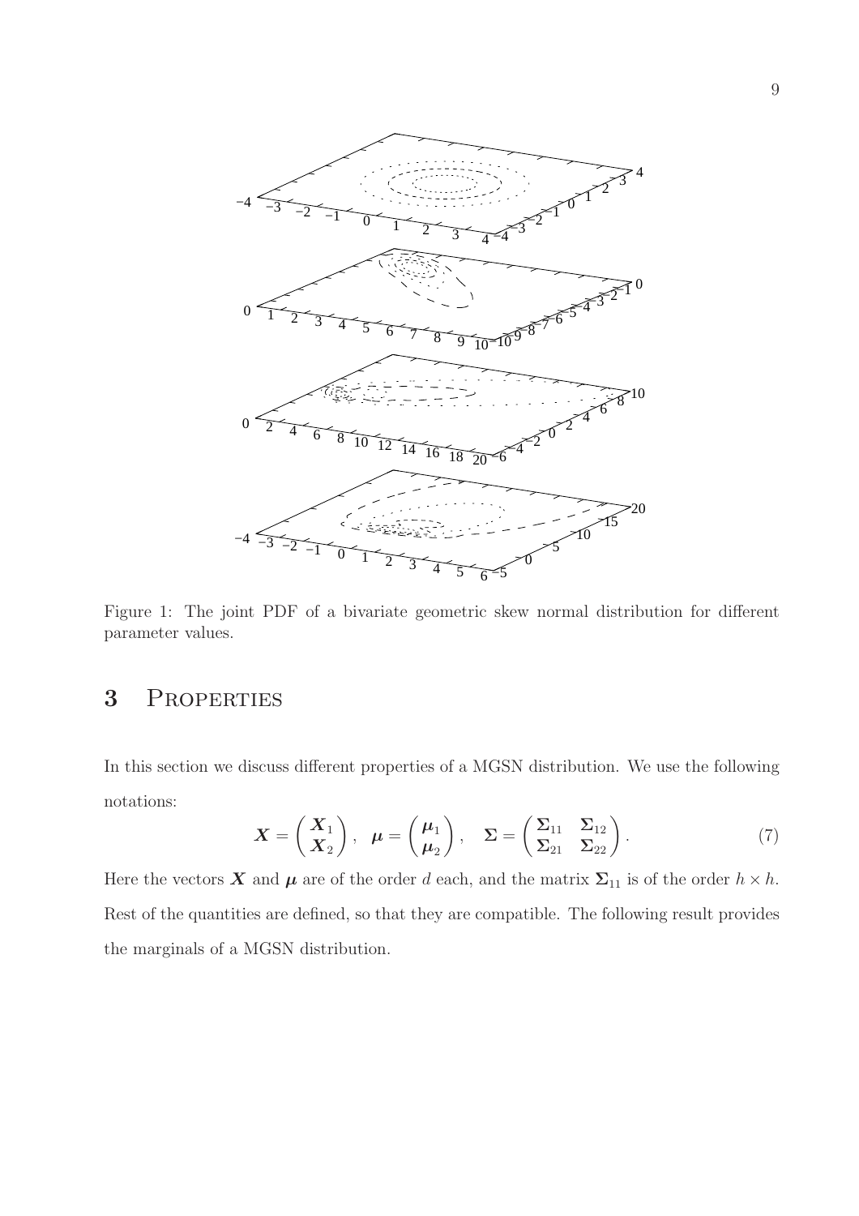Figure 1: The joint PDF of a bivariate geometric skew normal distribution for different parameter values.

## 3 Properties

In this section we discuss different properties of a MGSN distribution. We use the following notations:

$$\boldsymbol{X} = \begin{pmatrix} \boldsymbol{X}_1 \\ \boldsymbol{X}_2 \end{pmatrix}, \quad \boldsymbol{\mu} = \begin{pmatrix} \boldsymbol{\mu}_1 \\ \boldsymbol{\mu}_2 \end{pmatrix}, \quad \boldsymbol{\Sigma} = \begin{pmatrix} \boldsymbol{\Sigma}_{11} & \boldsymbol{\Sigma}_{12} \\ \boldsymbol{\Sigma}_{21} & \boldsymbol{\Sigma}_{22} \end{pmatrix}. \tag{7}$$

Here the vectors $\boldsymbol{X}$ and $\boldsymbol{\mu}$ are of the order $d$ each, and the matrix $\boldsymbol{\Sigma}_{11}$ is of the order $h \times h$. Rest of the quantities are defined, so that they are compatible. The following result provides the marginals of a MGSN distribution.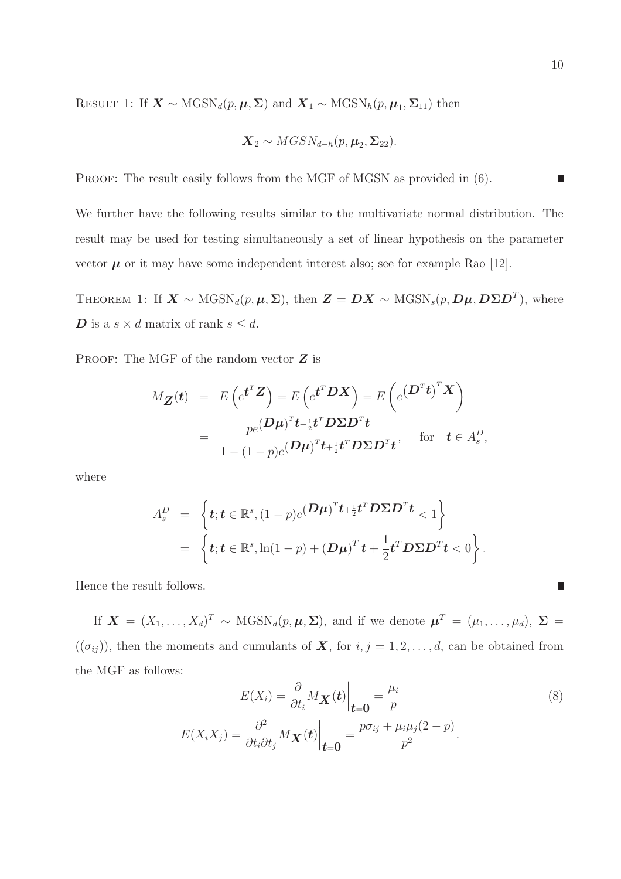RESULT 1: If $\boldsymbol{X} \sim \text{MGSN}_d(p, \boldsymbol{\mu}, \boldsymbol{\Sigma})$ and $\boldsymbol{X}_1 \sim \text{MGSN}_h(p, \boldsymbol{\mu}_1, \boldsymbol{\Sigma}_{11})$ then

$$\boldsymbol{X}_2 \sim MGSN_{d-h}(p, \boldsymbol{\mu}_2, \boldsymbol{\Sigma}_{22}).$$

PROOF: The result easily follows from the MGF of MGSN as provided in (6). ∎

We further have the following results similar to the multivariate normal distribution. The result may be used for testing simultaneously a set of linear hypothesis on the parameter vector $\boldsymbol{\mu}$ or it may have some independent interest also; see for example Rao [12].

THEOREM 1: If $\boldsymbol{X} \sim \text{MGSN}_d(p, \boldsymbol{\mu}, \boldsymbol{\Sigma})$, then $\boldsymbol{Z} = \boldsymbol{D}\boldsymbol{X} \sim \text{MGSN}_s(p, \boldsymbol{D}\boldsymbol{\mu}, \boldsymbol{D}\boldsymbol{\Sigma}\boldsymbol{D}^T)$, where $\boldsymbol{D}$ is a $s \times d$ matrix of rank $s \leq d$.

PROOF: The MGF of the random vector $\boldsymbol{Z}$ is

$$\begin{aligned}
M_{\boldsymbol{Z}}(\boldsymbol{t}) &= E\left(e^{\boldsymbol{t}^T \boldsymbol{Z}}\right) = E\left(e^{\boldsymbol{t}^T \boldsymbol{D}\boldsymbol{X}}\right) = E\left(e^{\left(\boldsymbol{D}^T \boldsymbol{t}\right)^T \boldsymbol{X}}\right) \\
&= \frac{p e^{(\boldsymbol{D}\boldsymbol{\mu})^T \boldsymbol{t} + \frac{1}{2}\boldsymbol{t}^T \boldsymbol{D}\boldsymbol{\Sigma}\boldsymbol{D}^T \boldsymbol{t}}}{1 - (1-p) e^{(\boldsymbol{D}\boldsymbol{\mu})^T \boldsymbol{t} + \frac{1}{2}\boldsymbol{t}^T \boldsymbol{D}\boldsymbol{\Sigma}\boldsymbol{D}^T \boldsymbol{t}}}, \quad \text{for} \quad \boldsymbol{t} \in A_s^D,
\end{aligned}$$

where

$$\begin{aligned}
A_s^D &= \left\{\boldsymbol{t}; \boldsymbol{t} \in \mathbb{R}^s, (1-p) e^{(\boldsymbol{D}\boldsymbol{\mu})^T \boldsymbol{t} + \frac{1}{2}\boldsymbol{t}^T \boldsymbol{D}\boldsymbol{\Sigma}\boldsymbol{D}^T \boldsymbol{t}} < 1\right\} \\
&= \left\{\boldsymbol{t}; \boldsymbol{t} \in \mathbb{R}^s, \ln(1-p) + (\boldsymbol{D}\boldsymbol{\mu})^T \boldsymbol{t} + \frac{1}{2}\boldsymbol{t}^T \boldsymbol{D}\boldsymbol{\Sigma}\boldsymbol{D}^T \boldsymbol{t} < 0\right\}.
\end{aligned}$$

Hence the result follows. ∎

If $\boldsymbol{X} = (X_1, \ldots, X_d)^T \sim \text{MGSN}_d(p, \boldsymbol{\mu}, \boldsymbol{\Sigma})$, and if we denote $\boldsymbol{\mu}^T = (\mu_1, \ldots, \mu_d)$, $\boldsymbol{\Sigma} = ((\sigma_{ij}))$, then the moments and cumulants of $\boldsymbol{X}$, for $i, j = 1, 2, \ldots, d$, can be obtained from the MGF as follows:

$$\begin{aligned}
E(X_i) &= \frac{\partial}{\partial t_i} M_{\boldsymbol{X}}(\boldsymbol{t})\bigg|_{\boldsymbol{t}=\boldsymbol{0}} = \frac{\mu_i}{p} \\
E(X_i X_j) &= \frac{\partial^2}{\partial t_i \partial t_j} M_{\boldsymbol{X}}(\boldsymbol{t})\bigg|_{\boldsymbol{t}=\boldsymbol{0}} = \frac{p\sigma_{ij} + \mu_i \mu_j (2-p)}{p^2}.
\end{aligned} \tag{8}$$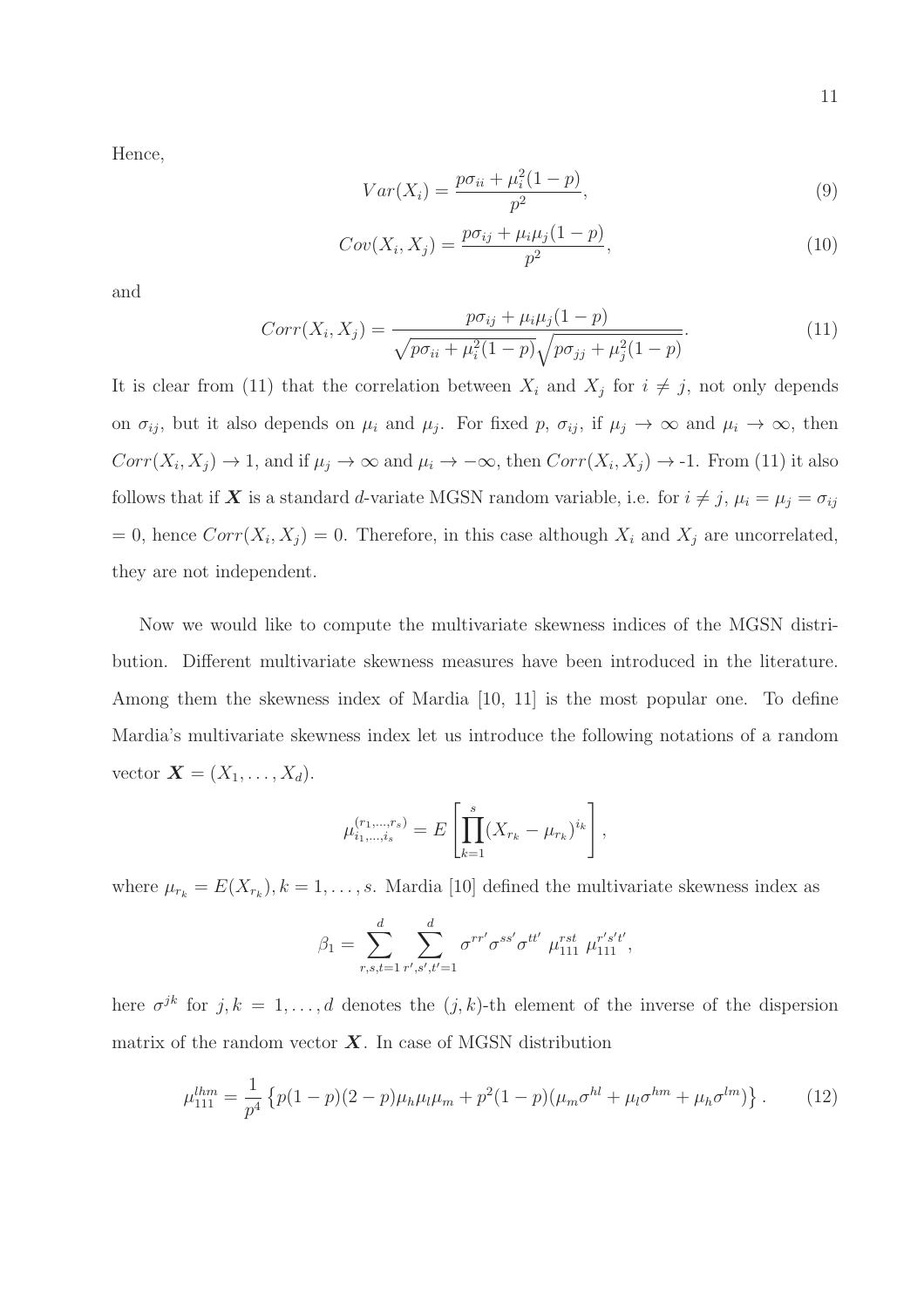Hence,

$$Var(X_i) = \frac{p\sigma_{ii} + \mu_i^2(1-p)}{p^2}, \tag{9}$$

$$Cov(X_i, X_j) = \frac{p\sigma_{ij} + \mu_i\mu_j(1-p)}{p^2}, \tag{10}$$

and

$$Corr(X_i, X_j) = \frac{p\sigma_{ij} + \mu_i\mu_j(1-p)}{\sqrt{p\sigma_{ii} + \mu_i^2(1-p)}\sqrt{p\sigma_{jj} + \mu_j^2(1-p)}}. \tag{11}$$

It is clear from (11) that the correlation between $X_i$ and $X_j$ for $i \neq j$, not only depends on $\sigma_{ij}$, but it also depends on $\mu_i$ and $\mu_j$. For fixed $p$, $\sigma_{ij}$, if $\mu_j \to \infty$ and $\mu_i \to \infty$, then $Corr(X_i, X_j) \to 1$, and if $\mu_j \to \infty$ and $\mu_i \to -\infty$, then $Corr(X_i, X_j) \to$ -1. From (11) it also follows that if $\boldsymbol{X}$ is a standard $d$-variate MGSN random variable, i.e. for $i \neq j$, $\mu_i = \mu_j = \sigma_{ij}$ $= 0$, hence $Corr(X_i, X_j) = 0$. Therefore, in this case although $X_i$ and $X_j$ are uncorrelated, they are not independent.

Now we would like to compute the multivariate skewness indices of the MGSN distribution. Different multivariate skewness measures have been introduced in the literature. Among them the skewness index of Mardia [10, 11] is the most popular one. To define Mardia's multivariate skewness index let us introduce the following notations of a random vector $\boldsymbol{X} = (X_1, \ldots, X_d)$.

$$\mu_{i_1,\ldots,i_s}^{(r_1,\ldots,r_s)} = E\left[\prod_{k=1}^{s}(X_{r_k} - \mu_{r_k})^{i_k}\right],$$

where $\mu_{r_k} = E(X_{r_k}), k = 1, \ldots, s$. Mardia [10] defined the multivariate skewness index as

$$\beta_1 = \sum_{r,s,t=1}^{d} \sum_{r',s',t'=1}^{d} \sigma^{rr'}\sigma^{ss'}\sigma^{tt'}\ \mu_{111}^{rst}\ \mu_{111}^{r's't'},$$

here $\sigma^{jk}$ for $j, k = 1, \ldots, d$ denotes the $(j,k)$-th element of the inverse of the dispersion matrix of the random vector $\boldsymbol{X}$. In case of MGSN distribution

$$\mu_{111}^{lhm} = \frac{1}{p^4}\left\{p(1-p)(2-p)\mu_h\mu_l\mu_m + p^2(1-p)(\mu_m\sigma^{hl} + \mu_l\sigma^{hm} + \mu_h\sigma^{lm})\right\}. \tag{12}$$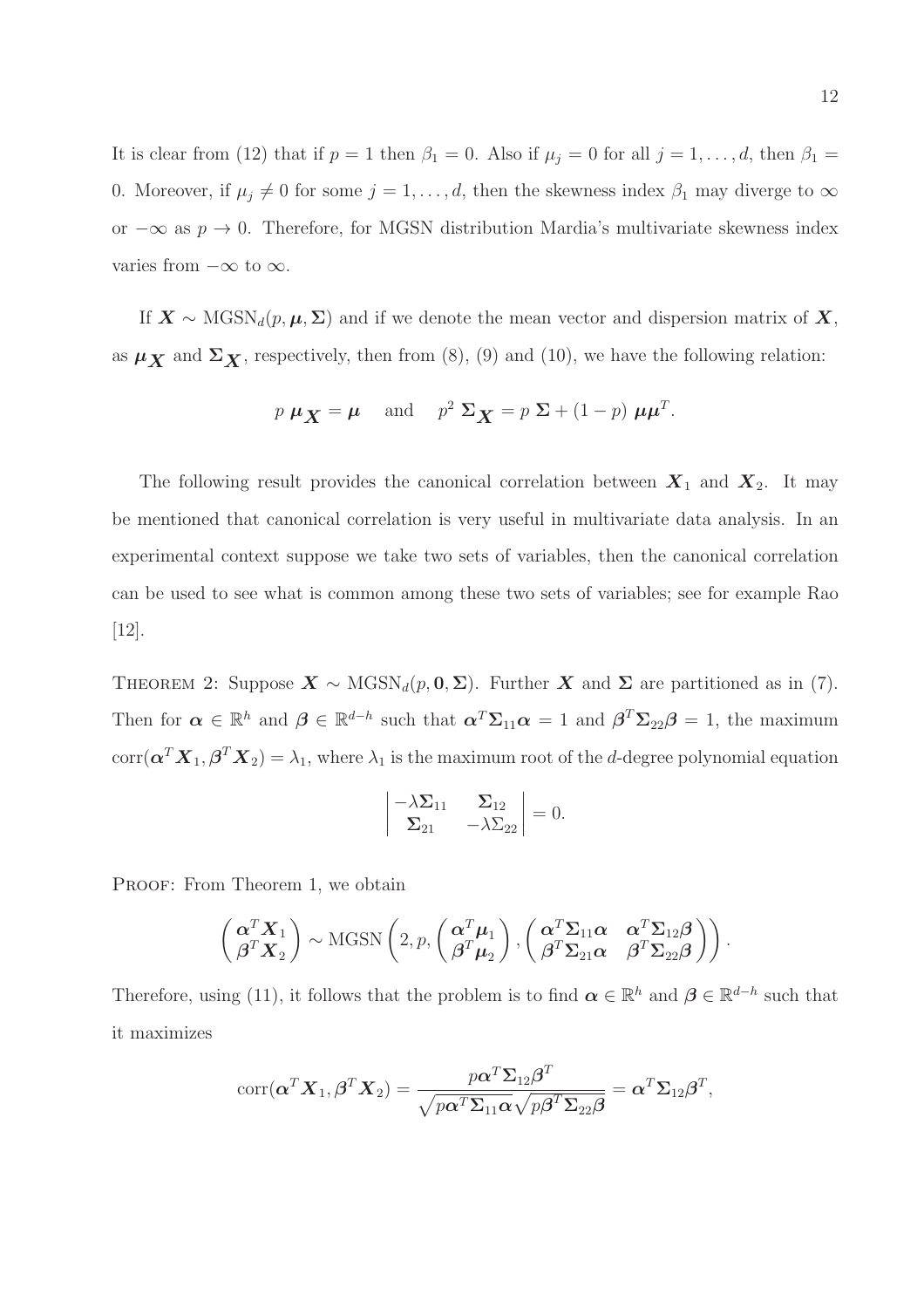It is clear from (12) that if $p = 1$ then $\beta_1 = 0$. Also if $\mu_j = 0$ for all $j = 1, \ldots, d$, then $\beta_1 = 0$. Moreover, if $\mu_j \neq 0$ for some $j = 1, \ldots, d$, then the skewness index $\beta_1$ may diverge to $\infty$ or $-\infty$ as $p \to 0$. Therefore, for MGSN distribution Mardia's multivariate skewness index varies from $-\infty$ to $\infty$.

If $\boldsymbol{X} \sim \text{MGSN}_d(p, \boldsymbol{\mu}, \boldsymbol{\Sigma})$ and if we denote the mean vector and dispersion matrix of $\boldsymbol{X}$, as $\boldsymbol{\mu}_{\boldsymbol{X}}$ and $\boldsymbol{\Sigma}_{\boldsymbol{X}}$, respectively, then from (8), (9) and (10), we have the following relation:

$$p \; \boldsymbol{\mu}_{\boldsymbol{X}} = \boldsymbol{\mu} \quad \text{and} \quad p^2 \; \boldsymbol{\Sigma}_{\boldsymbol{X}} = p \; \boldsymbol{\Sigma} + (1-p) \; \boldsymbol{\mu}\boldsymbol{\mu}^T.$$

The following result provides the canonical correlation between $\boldsymbol{X}_1$ and $\boldsymbol{X}_2$. It may be mentioned that canonical correlation is very useful in multivariate data analysis. In an experimental context suppose we take two sets of variables, then the canonical correlation can be used to see what is common among these two sets of variables; see for example Rao [12].

THEOREM 2: Suppose $\boldsymbol{X} \sim \text{MGSN}_d(p, \boldsymbol{0}, \boldsymbol{\Sigma})$. Further $\boldsymbol{X}$ and $\boldsymbol{\Sigma}$ are partitioned as in (7). Then for $\boldsymbol{\alpha} \in \mathbb{R}^h$ and $\boldsymbol{\beta} \in \mathbb{R}^{d-h}$ such that $\boldsymbol{\alpha}^T \boldsymbol{\Sigma}_{11} \boldsymbol{\alpha} = 1$ and $\boldsymbol{\beta}^T \boldsymbol{\Sigma}_{22} \boldsymbol{\beta} = 1$, the maximum $\text{corr}(\boldsymbol{\alpha}^T \boldsymbol{X}_1, \boldsymbol{\beta}^T \boldsymbol{X}_2) = \lambda_1$, where $\lambda_1$ is the maximum root of the $d$-degree polynomial equation

$$\begin{vmatrix} -\lambda \boldsymbol{\Sigma}_{11} & \boldsymbol{\Sigma}_{12} \\ \boldsymbol{\Sigma}_{21} & -\lambda \Sigma_{22} \end{vmatrix} = 0.$$

PROOF: From Theorem 1, we obtain

$$\begin{pmatrix} \boldsymbol{\alpha}^T \boldsymbol{X}_1 \\ \boldsymbol{\beta}^T \boldsymbol{X}_2 \end{pmatrix} \sim \text{MGSN}\left(2, p, \begin{pmatrix} \boldsymbol{\alpha}^T \boldsymbol{\mu}_1 \\ \boldsymbol{\beta}^T \boldsymbol{\mu}_2 \end{pmatrix}, \begin{pmatrix} \boldsymbol{\alpha}^T \boldsymbol{\Sigma}_{11} \boldsymbol{\alpha} & \boldsymbol{\alpha}^T \boldsymbol{\Sigma}_{12} \boldsymbol{\beta} \\ \boldsymbol{\beta}^T \boldsymbol{\Sigma}_{21} \boldsymbol{\alpha} & \boldsymbol{\beta}^T \boldsymbol{\Sigma}_{22} \boldsymbol{\beta} \end{pmatrix}\right).$$

Therefore, using (11), it follows that the problem is to find $\boldsymbol{\alpha} \in \mathbb{R}^h$ and $\boldsymbol{\beta} \in \mathbb{R}^{d-h}$ such that it maximizes

$$\text{corr}(\boldsymbol{\alpha}^T \boldsymbol{X}_1, \boldsymbol{\beta}^T \boldsymbol{X}_2) = \frac{p \boldsymbol{\alpha}^T \boldsymbol{\Sigma}_{12} \boldsymbol{\beta}^T}{\sqrt{p \boldsymbol{\alpha}^T \boldsymbol{\Sigma}_{11} \boldsymbol{\alpha}} \sqrt{p \boldsymbol{\beta}^T \boldsymbol{\Sigma}_{22} \boldsymbol{\beta}}} = \boldsymbol{\alpha}^T \boldsymbol{\Sigma}_{12} \boldsymbol{\beta}^T,$$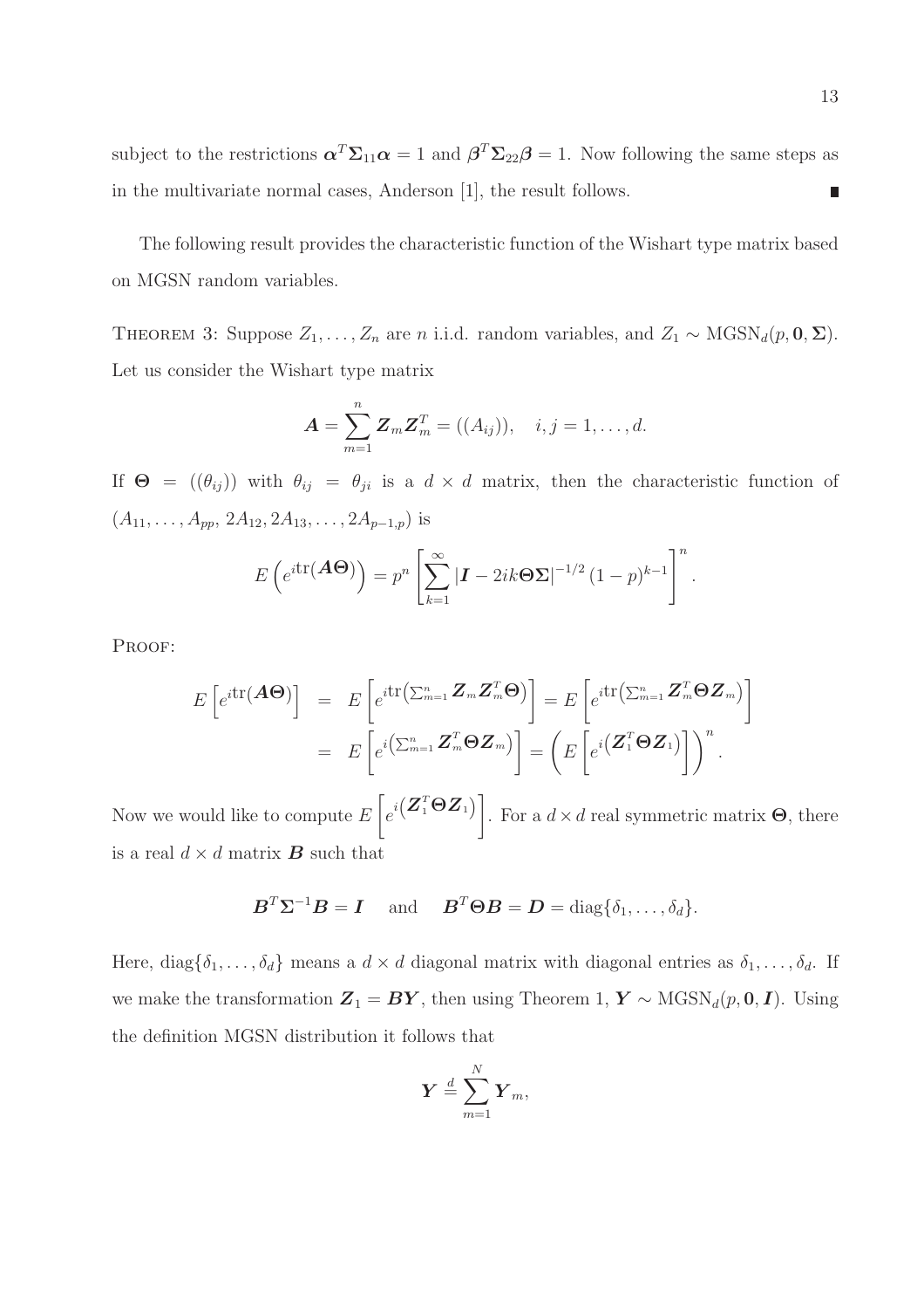subject to the restrictions $\boldsymbol{\alpha}^T\boldsymbol{\Sigma}_{11}\boldsymbol{\alpha} = 1$ and $\boldsymbol{\beta}^T\boldsymbol{\Sigma}_{22}\boldsymbol{\beta} = 1$. Now following the same steps as in the multivariate normal cases, Anderson [1], the result follows. ∎

The following result provides the characteristic function of the Wishart type matrix based on MGSN random variables.

THEOREM 3: Suppose $Z_1, \ldots, Z_n$ are $n$ i.i.d. random variables, and $Z_1 \sim \text{MGSN}_d(p, \mathbf{0}, \boldsymbol{\Sigma})$. Let us consider the Wishart type matrix

$$\boldsymbol{A} = \sum_{m=1}^{n} \boldsymbol{Z}_m \boldsymbol{Z}_m^T = ((A_{ij})), \quad i, j = 1, \ldots, d.$$

If $\boldsymbol{\Theta} = ((\theta_{ij}))$ with $\theta_{ij} = \theta_{ji}$ is a $d \times d$ matrix, then the characteristic function of $(A_{11}, \ldots, A_{pp}, 2A_{12}, 2A_{13}, \ldots, 2A_{p-1,p})$ is

$$E\left(e^{i\text{tr}(\boldsymbol{A}\boldsymbol{\Theta})}\right) = p^n \left[\sum_{k=1}^{\infty} |\boldsymbol{I} - 2ik\boldsymbol{\Theta}\boldsymbol{\Sigma}|^{-1/2} (1-p)^{k-1}\right]^n.$$

PROOF:

$$\begin{aligned}
E\left[e^{i\text{tr}(\boldsymbol{A}\boldsymbol{\Theta})}\right] &= E\left[e^{i\text{tr}\left(\sum_{m=1}^{n} \boldsymbol{Z}_m \boldsymbol{Z}_m^T \boldsymbol{\Theta}\right)}\right] = E\left[e^{i\text{tr}\left(\sum_{m=1}^{n} \boldsymbol{Z}_m^T \boldsymbol{\Theta} \boldsymbol{Z}_m\right)}\right] \\
&= E\left[e^{i\left(\sum_{m=1}^{n} \boldsymbol{Z}_m^T \boldsymbol{\Theta} \boldsymbol{Z}_m\right)}\right] = \left(E\left[e^{i\left(\boldsymbol{Z}_1^T \boldsymbol{\Theta} \boldsymbol{Z}_1\right)}\right]\right)^n.
\end{aligned}$$

Now we would like to compute $E\left[e^{i\left(\boldsymbol{Z}_1^T \boldsymbol{\Theta} \boldsymbol{Z}_1\right)}\right]$. For a $d \times d$ real symmetric matrix $\boldsymbol{\Theta}$, there is a real $d \times d$ matrix $\boldsymbol{B}$ such that

$$\boldsymbol{B}^T \boldsymbol{\Sigma}^{-1} \boldsymbol{B} = \boldsymbol{I} \quad \text{and} \quad \boldsymbol{B}^T \boldsymbol{\Theta} \boldsymbol{B} = \boldsymbol{D} = \text{diag}\{\delta_1, \ldots, \delta_d\}.$$

Here, $\text{diag}\{\delta_1, \ldots, \delta_d\}$ means a $d \times d$ diagonal matrix with diagonal entries as $\delta_1, \ldots, \delta_d$. If we make the transformation $\boldsymbol{Z}_1 = \boldsymbol{B}\boldsymbol{Y}$, then using Theorem 1, $\boldsymbol{Y} \sim \text{MGSN}_d(p, \mathbf{0}, \boldsymbol{I})$. Using the definition MGSN distribution it follows that

$$\boldsymbol{Y} \stackrel{d}{=} \sum_{m=1}^{N} \boldsymbol{Y}_m,$$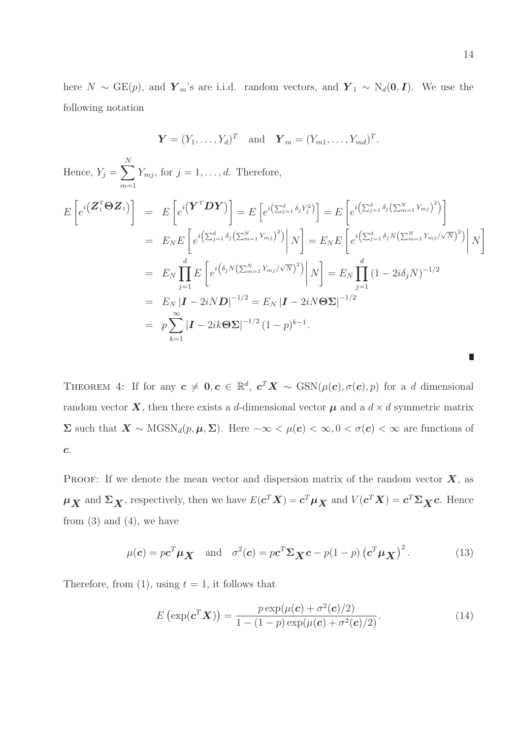here $N \sim \text{GE}(p)$, and $\boldsymbol{Y}_m$'s are i.i.d. random vectors, and $\boldsymbol{Y}_1 \sim \text{N}_d(\boldsymbol{0}, \boldsymbol{I})$. We use the following notation

$$\boldsymbol{Y} = (Y_1, \ldots, Y_d)^T \quad \text{and} \quad \boldsymbol{Y}_m = (Y_{m1}, \ldots, Y_{md})^T.$$

Hence, $Y_j = \sum_{m=1}^{N} Y_{mj}$, for $j = 1, \ldots, d$. Therefore,

$$\begin{aligned}
E\left[e^{i\left(\boldsymbol{Z}_1^T \boldsymbol{\Theta} \boldsymbol{Z}_1\right)}\right] &= E\left[e^{i\left(\boldsymbol{Y}^T \boldsymbol{D} \boldsymbol{Y}\right)}\right] = E\left[e^{i\left(\sum_{j=1}^d \delta_j Y_j^2\right)}\right] = E\left[e^{i\left(\sum_{j=1}^d \delta_j \left(\sum_{m=1}^N Y_{mj}\right)^2\right)}\right] \\
&= E_N E\left[e^{i\left(\sum_{j=1}^d \delta_j \left(\sum_{m=1}^N Y_{mj}\right)^2\right)}\middle| N\right] = E_N E\left[e^{i\left(\sum_{j=1}^d \delta_j N \left(\sum_{m=1}^N Y_{mj}/\sqrt{N}\right)^2\right)}\middle| N\right] \\
&= E_N \prod_{j=1}^d E\left[e^{i\left(\delta_j N \left(\sum_{m=1}^N Y_{mj}/\sqrt{N}\right)^2\right)}\middle| N\right] = E_N \prod_{j=1}^d \left(1 - 2i\delta_j N\right)^{-1/2} \\
&= E_N \left|\boldsymbol{I} - 2iN\boldsymbol{D}\right|^{-1/2} = E_N \left|\boldsymbol{I} - 2iN\boldsymbol{\Theta}\boldsymbol{\Sigma}\right|^{-1/2} \\
&= p \sum_{k=1}^{\infty} \left|\boldsymbol{I} - 2ik\boldsymbol{\Theta}\boldsymbol{\Sigma}\right|^{-1/2} (1-p)^{k-1}.
\end{aligned}$$

∎

THEOREM 4: If for any $\boldsymbol{c} \neq \boldsymbol{0}, \boldsymbol{c} \in \mathbb{R}^d$, $\boldsymbol{c}^T \boldsymbol{X} \sim \text{GSN}(\mu(\boldsymbol{c}), \sigma(\boldsymbol{c}), p)$ for a $d$ dimensional random vector $\boldsymbol{X}$, then there exists a $d$-dimensional vector $\boldsymbol{\mu}$ and a $d \times d$ symmetric matrix $\boldsymbol{\Sigma}$ such that $\boldsymbol{X} \sim \text{MGSN}_d(p, \boldsymbol{\mu}, \boldsymbol{\Sigma})$. Here $-\infty < \mu(\boldsymbol{c}) < \infty, 0 < \sigma(\boldsymbol{c}) < \infty$ are functions of $\boldsymbol{c}$.

PROOF: If we denote the mean vector and dispersion matrix of the random vector $\boldsymbol{X}$, as $\boldsymbol{\mu}_{\boldsymbol{X}}$ and $\boldsymbol{\Sigma}_{\boldsymbol{X}}$, respectively, then we have $E(\boldsymbol{c}^T \boldsymbol{X}) = \boldsymbol{c}^T \boldsymbol{\mu}_{\boldsymbol{X}}$ and $V(\boldsymbol{c}^T \boldsymbol{X}) = \boldsymbol{c}^T \boldsymbol{\Sigma}_{\boldsymbol{X}} \boldsymbol{c}$. Hence from (3) and (4), we have

$$\mu(\boldsymbol{c}) = p\boldsymbol{c}^T \boldsymbol{\mu}_{\boldsymbol{X}} \quad \text{and} \quad \sigma^2(\boldsymbol{c}) = p\boldsymbol{c}^T \boldsymbol{\Sigma}_{\boldsymbol{X}} \boldsymbol{c} - p(1-p)\left(\boldsymbol{c}^T \boldsymbol{\mu}_{\boldsymbol{X}}\right)^2. \tag{13}$$

Therefore, from (1), using $t = 1$, it follows that

$$E\left(\exp(\boldsymbol{c}^T \boldsymbol{X})\right) = \frac{p \exp(\mu(\boldsymbol{c}) + \sigma^2(\boldsymbol{c})/2)}{1 - (1-p)\exp(\mu(\boldsymbol{c}) + \sigma^2(\boldsymbol{c})/2)}. \tag{14}$$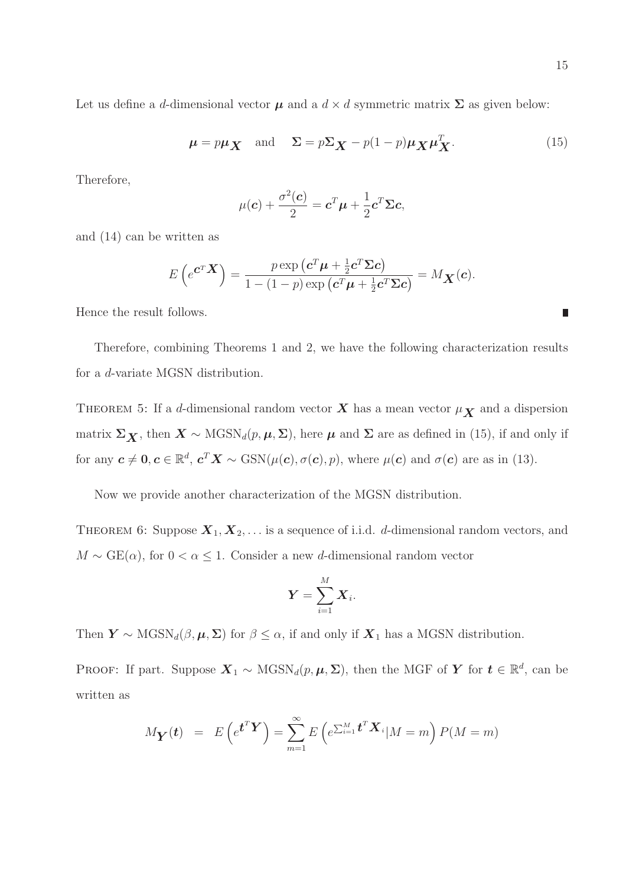Let us define a $d$-dimensional vector $\boldsymbol{\mu}$ and a $d \times d$ symmetric matrix $\boldsymbol{\Sigma}$ as given below:

$$\boldsymbol{\mu} = p\boldsymbol{\mu}_{\boldsymbol{X}} \quad \text{and} \quad \boldsymbol{\Sigma} = p\boldsymbol{\Sigma}_{\boldsymbol{X}} - p(1-p)\boldsymbol{\mu}_{\boldsymbol{X}}\boldsymbol{\mu}_{\boldsymbol{X}}^T. \tag{15}$$

Therefore,

$$\mu(\boldsymbol{c}) + \frac{\sigma^2(\boldsymbol{c})}{2} = \boldsymbol{c}^T\boldsymbol{\mu} + \frac{1}{2}\boldsymbol{c}^T\boldsymbol{\Sigma}\boldsymbol{c},$$

and (14) can be written as

$$E\left(e^{\boldsymbol{c}^T\boldsymbol{X}}\right) = \frac{p\exp\left(\boldsymbol{c}^T\boldsymbol{\mu} + \frac{1}{2}\boldsymbol{c}^T\boldsymbol{\Sigma}\boldsymbol{c}\right)}{1-(1-p)\exp\left(\boldsymbol{c}^T\boldsymbol{\mu} + \frac{1}{2}\boldsymbol{c}^T\boldsymbol{\Sigma}\boldsymbol{c}\right)} = M_{\boldsymbol{X}}(\boldsymbol{c}).$$

Hence the result follows. ∎

Therefore, combining Theorems 1 and 2, we have the following characterization results for a $d$-variate MGSN distribution.

THEOREM 5: If a $d$-dimensional random vector $\boldsymbol{X}$ has a mean vector $\mu_{\boldsymbol{X}}$ and a dispersion matrix $\boldsymbol{\Sigma}_{\boldsymbol{X}}$, then $\boldsymbol{X} \sim \text{MGSN}_d(p, \boldsymbol{\mu}, \boldsymbol{\Sigma})$, here $\boldsymbol{\mu}$ and $\boldsymbol{\Sigma}$ are as defined in (15), if and only if for any $\boldsymbol{c} \neq \boldsymbol{0}, \boldsymbol{c} \in \mathbb{R}^d$, $\boldsymbol{c}^T\boldsymbol{X} \sim \text{GSN}(\mu(\boldsymbol{c}), \sigma(\boldsymbol{c}), p)$, where $\mu(\boldsymbol{c})$ and $\sigma(\boldsymbol{c})$ are as in (13).

Now we provide another characterization of the MGSN distribution.

THEOREM 6: Suppose $\boldsymbol{X}_1, \boldsymbol{X}_2, \ldots$ is a sequence of i.i.d. $d$-dimensional random vectors, and $M \sim \text{GE}(\alpha)$, for $0 < \alpha \leq 1$. Consider a new $d$-dimensional random vector

$$\boldsymbol{Y} = \sum_{i=1}^{M} \boldsymbol{X}_i.$$

Then $\boldsymbol{Y} \sim \text{MGSN}_d(\beta, \boldsymbol{\mu}, \boldsymbol{\Sigma})$ for $\beta \leq \alpha$, if and only if $\boldsymbol{X}_1$ has a MGSN distribution.

PROOF: If part. Suppose $\boldsymbol{X}_1 \sim \text{MGSN}_d(p, \boldsymbol{\mu}, \boldsymbol{\Sigma})$, then the MGF of $\boldsymbol{Y}$ for $\boldsymbol{t} \in \mathbb{R}^d$, can be written as

$$M_{\boldsymbol{Y}}(\boldsymbol{t}) = E\left(e^{\boldsymbol{t}^T\boldsymbol{Y}}\right) = \sum_{m=1}^{\infty} E\left(e^{\sum_{i=1}^{M}\boldsymbol{t}^T\boldsymbol{X}_i}|M=m\right)P(M=m)$$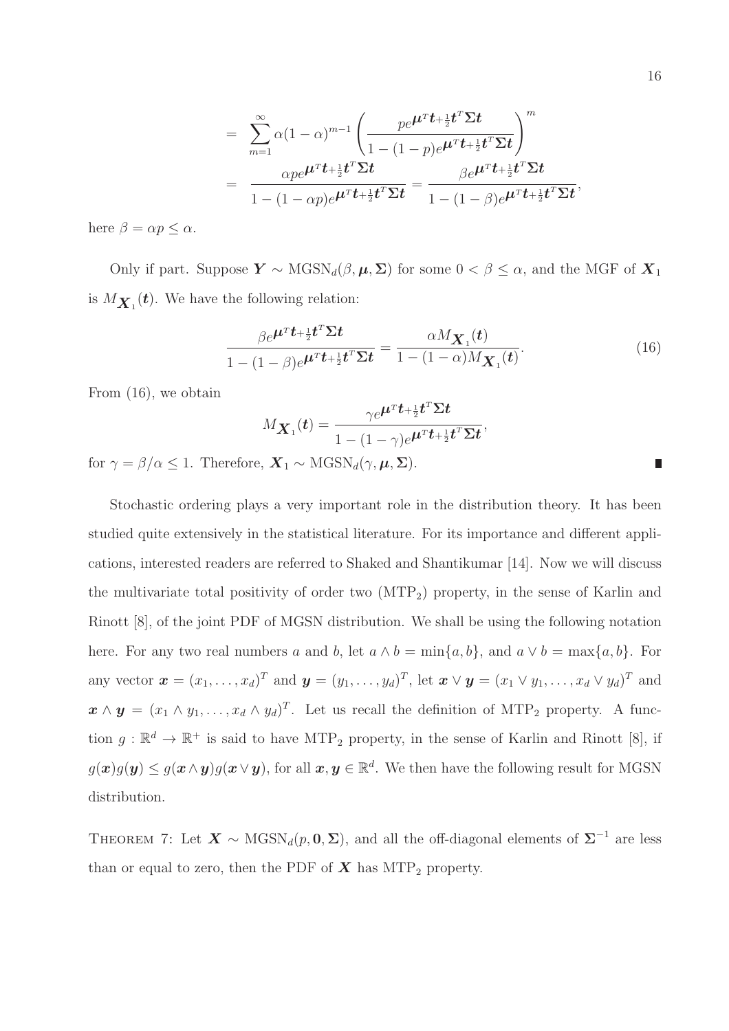$$= \sum_{m=1}^{\infty} \alpha(1-\alpha)^{m-1} \left( \frac{p e^{\boldsymbol{\mu}^T \boldsymbol{t} + \frac{1}{2} \boldsymbol{t}^T \boldsymbol{\Sigma} \boldsymbol{t}}}{1-(1-p) e^{\boldsymbol{\mu}^T \boldsymbol{t} + \frac{1}{2} \boldsymbol{t}^T \boldsymbol{\Sigma} \boldsymbol{t}}} \right)^m$$

$$= \frac{\alpha p e^{\boldsymbol{\mu}^T \boldsymbol{t} + \frac{1}{2} \boldsymbol{t}^T \boldsymbol{\Sigma} \boldsymbol{t}}}{1-(1-\alpha p) e^{\boldsymbol{\mu}^T \boldsymbol{t} + \frac{1}{2} \boldsymbol{t}^T \boldsymbol{\Sigma} \boldsymbol{t}}} = \frac{\beta e^{\boldsymbol{\mu}^T \boldsymbol{t} + \frac{1}{2} \boldsymbol{t}^T \boldsymbol{\Sigma} \boldsymbol{t}}}{1-(1-\beta) e^{\boldsymbol{\mu}^T \boldsymbol{t} + \frac{1}{2} \boldsymbol{t}^T \boldsymbol{\Sigma} \boldsymbol{t}}},$$

here $\beta = \alpha p \leq \alpha$.

Only if part. Suppose $\boldsymbol{Y} \sim \text{MGSN}_d(\beta, \boldsymbol{\mu}, \boldsymbol{\Sigma})$ for some $0 < \beta \leq \alpha$, and the MGF of $\boldsymbol{X}_1$ is $M_{\boldsymbol{X}_1}(\boldsymbol{t})$. We have the following relation:

$$\frac{\beta e^{\boldsymbol{\mu}^T \boldsymbol{t} + \frac{1}{2} \boldsymbol{t}^T \boldsymbol{\Sigma} \boldsymbol{t}}}{1-(1-\beta) e^{\boldsymbol{\mu}^T \boldsymbol{t} + \frac{1}{2} \boldsymbol{t}^T \boldsymbol{\Sigma} \boldsymbol{t}}} = \frac{\alpha M_{\boldsymbol{X}_1}(\boldsymbol{t})}{1-(1-\alpha) M_{\boldsymbol{X}_1}(\boldsymbol{t})}. \tag{16}$$

From (16), we obtain

$$M_{\boldsymbol{X}_1}(\boldsymbol{t}) = \frac{\gamma e^{\boldsymbol{\mu}^T \boldsymbol{t} + \frac{1}{2} \boldsymbol{t}^T \boldsymbol{\Sigma} \boldsymbol{t}}}{1-(1-\gamma) e^{\boldsymbol{\mu}^T \boldsymbol{t} + \frac{1}{2} \boldsymbol{t}^T \boldsymbol{\Sigma} \boldsymbol{t}}},$$

for $\gamma = \beta/\alpha \leq 1$. Therefore, $\boldsymbol{X}_1 \sim \text{MGSN}_d(\gamma, \boldsymbol{\mu}, \boldsymbol{\Sigma})$. ∎

Stochastic ordering plays a very important role in the distribution theory. It has been studied quite extensively in the statistical literature. For its importance and different applications, interested readers are referred to Shaked and Shantikumar [14]. Now we will discuss the multivariate total positivity of order two ($\text{MTP}_2$) property, in the sense of Karlin and Rinott [8], of the joint PDF of MGSN distribution. We shall be using the following notation here. For any two real numbers $a$ and $b$, let $a \wedge b = \min\{a, b\}$, and $a \vee b = \max\{a, b\}$. For any vector $\boldsymbol{x} = (x_1, \ldots, x_d)^T$ and $\boldsymbol{y} = (y_1, \ldots, y_d)^T$, let $\boldsymbol{x} \vee \boldsymbol{y} = (x_1 \vee y_1, \ldots, x_d \vee y_d)^T$ and $\boldsymbol{x} \wedge \boldsymbol{y} = (x_1 \wedge y_1, \ldots, x_d \wedge y_d)^T$. Let us recall the definition of $\text{MTP}_2$ property. A function $g : \mathbb{R}^d \to \mathbb{R}^+$ is said to have $\text{MTP}_2$ property, in the sense of Karlin and Rinott [8], if $g(\boldsymbol{x})g(\boldsymbol{y}) \leq g(\boldsymbol{x} \wedge \boldsymbol{y})g(\boldsymbol{x} \vee \boldsymbol{y})$, for all $\boldsymbol{x}, \boldsymbol{y} \in \mathbb{R}^d$. We then have the following result for MGSN distribution.

THEOREM 7: Let $\boldsymbol{X} \sim \text{MGSN}_d(p, \boldsymbol{0}, \boldsymbol{\Sigma})$, and all the off-diagonal elements of $\boldsymbol{\Sigma}^{-1}$ are less than or equal to zero, then the PDF of $\boldsymbol{X}$ has $\text{MTP}_2$ property.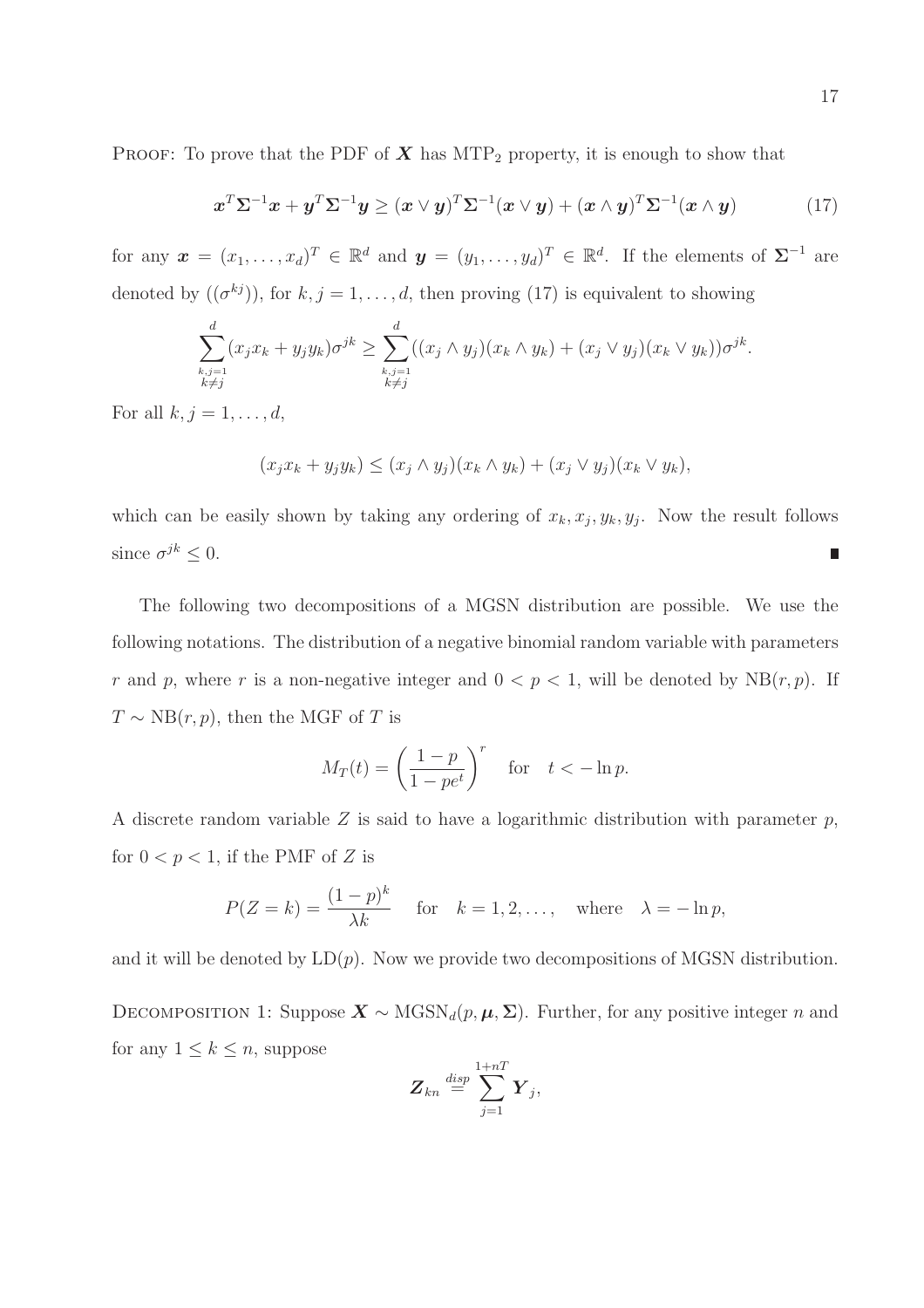PROOF: To prove that the PDF of $\boldsymbol{X}$ has MTP$_2$ property, it is enough to show that

$$\boldsymbol{x}^T\boldsymbol{\Sigma}^{-1}\boldsymbol{x} + \boldsymbol{y}^T\boldsymbol{\Sigma}^{-1}\boldsymbol{y} \geq (\boldsymbol{x} \vee \boldsymbol{y})^T\boldsymbol{\Sigma}^{-1}(\boldsymbol{x} \vee \boldsymbol{y}) + (\boldsymbol{x} \wedge \boldsymbol{y})^T\boldsymbol{\Sigma}^{-1}(\boldsymbol{x} \wedge \boldsymbol{y}) \tag{17}$$

for any $\boldsymbol{x} = (x_1, \ldots, x_d)^T \in \mathbb{R}^d$ and $\boldsymbol{y} = (y_1, \ldots, y_d)^T \in \mathbb{R}^d$. If the elements of $\boldsymbol{\Sigma}^{-1}$ are denoted by $((\sigma^{kj}))$, for $k, j = 1, \ldots, d$, then proving (17) is equivalent to showing

$$\sum_{\substack{k,j=1 \\ k \neq j}}^{d} (x_j x_k + y_j y_k)\sigma^{jk} \geq \sum_{\substack{k,j=1 \\ k \neq j}}^{d} ((x_j \wedge y_j)(x_k \wedge y_k) + (x_j \vee y_j)(x_k \vee y_k))\sigma^{jk}.$$

For all $k, j = 1, \ldots, d$,

$$(x_j x_k + y_j y_k) \leq (x_j \wedge y_j)(x_k \wedge y_k) + (x_j \vee y_j)(x_k \vee y_k),$$

which can be easily shown by taking any ordering of $x_k, x_j, y_k, y_j$. Now the result follows since $\sigma^{jk} \leq 0$. ∎

The following two decompositions of a MGSN distribution are possible. We use the following notations. The distribution of a negative binomial random variable with parameters $r$ and $p$, where $r$ is a non-negative integer and $0 < p < 1$, will be denoted by $\text{NB}(r, p)$. If $T \sim \text{NB}(r, p)$, then the MGF of $T$ is

$$M_T(t) = \left(\frac{1-p}{1-pe^t}\right)^r \quad \text{for} \quad t < -\ln p.$$

A discrete random variable $Z$ is said to have a logarithmic distribution with parameter $p$, for $0 < p < 1$, if the PMF of $Z$ is

$$P(Z = k) = \frac{(1-p)^k}{\lambda k} \quad \text{for} \quad k = 1, 2, \ldots, \quad \text{where} \quad \lambda = -\ln p,$$

and it will be denoted by $\text{LD}(p)$. Now we provide two decompositions of MGSN distribution.

DECOMPOSITION 1: Suppose $\boldsymbol{X} \sim \text{MGSN}_d(p, \boldsymbol{\mu}, \boldsymbol{\Sigma})$. Further, for any positive integer $n$ and for any $1 \leq k \leq n$, suppose

$$\boldsymbol{Z}_{kn} \overset{disp}{=} \sum_{j=1}^{1+nT} \boldsymbol{Y}_j,$$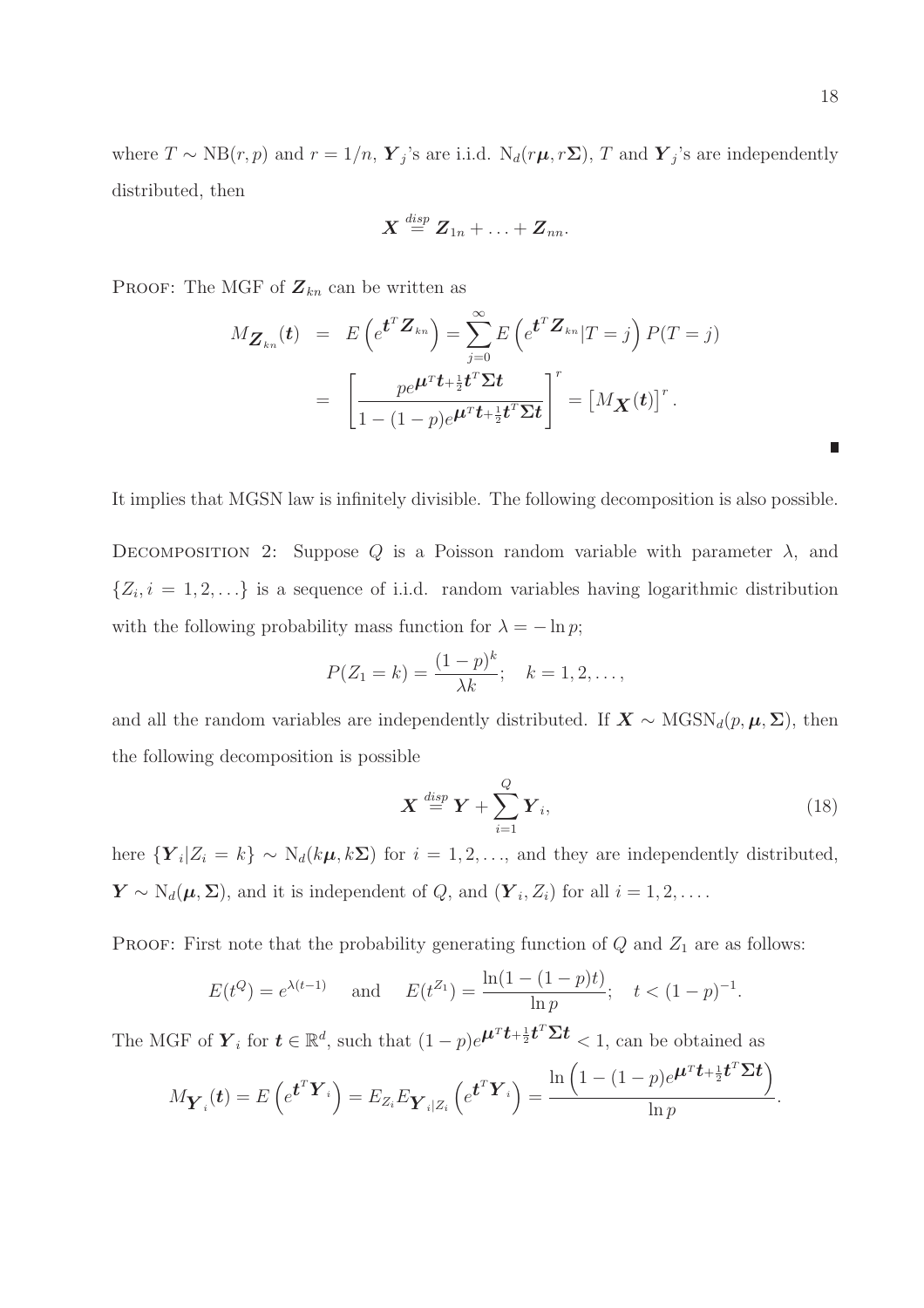where $T \sim \text{NB}(r, p)$ and $r = 1/n$, $\boldsymbol{Y}_j$'s are i.i.d. $\text{N}_d(r\boldsymbol{\mu}, r\boldsymbol{\Sigma})$, $T$ and $\boldsymbol{Y}_j$'s are independently distributed, then

$$\boldsymbol{X} \stackrel{disp}{=} \boldsymbol{Z}_{1n} + \ldots + \boldsymbol{Z}_{nn}.$$

PROOF: The MGF of $\boldsymbol{Z}_{kn}$ can be written as

$$\begin{aligned} M_{\boldsymbol{Z}_{kn}}(\boldsymbol{t}) &= E\left(e^{\boldsymbol{t}^T \boldsymbol{Z}_{kn}}\right) = \sum_{j=0}^{\infty} E\left(e^{\boldsymbol{t}^T \boldsymbol{Z}_{kn}} | T = j\right) P(T = j) \\ &= \left[\frac{p e^{\boldsymbol{\mu}^T \boldsymbol{t} + \frac{1}{2}\boldsymbol{t}^T \boldsymbol{\Sigma} \boldsymbol{t}}}{1 - (1-p) e^{\boldsymbol{\mu}^T \boldsymbol{t} + \frac{1}{2}\boldsymbol{t}^T \boldsymbol{\Sigma} \boldsymbol{t}}}\right]^r = \left[M_{\boldsymbol{X}}(\boldsymbol{t})\right]^r. \end{aligned}$$

■

It implies that MGSN law is infinitely divisible. The following decomposition is also possible.

DECOMPOSITION 2: Suppose $Q$ is a Poisson random variable with parameter $\lambda$, and $\{Z_i, i = 1, 2, \ldots\}$ is a sequence of i.i.d. random variables having logarithmic distribution with the following probability mass function for $\lambda = -\ln p$;

$$P(Z_1 = k) = \frac{(1-p)^k}{\lambda k}; \quad k = 1, 2, \ldots,$$

and all the random variables are independently distributed. If $\boldsymbol{X} \sim \text{MGSN}_d(p, \boldsymbol{\mu}, \boldsymbol{\Sigma})$, then the following decomposition is possible

$$\boldsymbol{X} \stackrel{disp}{=} \boldsymbol{Y} + \sum_{i=1}^{Q} \boldsymbol{Y}_i, \tag{18}$$

here $\{\boldsymbol{Y}_i | Z_i = k\} \sim \text{N}_d(k\boldsymbol{\mu}, k\boldsymbol{\Sigma})$ for $i = 1, 2, \ldots$, and they are independently distributed, $\boldsymbol{Y} \sim \text{N}_d(\boldsymbol{\mu}, \boldsymbol{\Sigma})$, and it is independent of $Q$, and $(\boldsymbol{Y}_i, Z_i)$ for all $i = 1, 2, \ldots$.

PROOF: First note that the probability generating function of $Q$ and $Z_1$ are as follows:

$$E(t^Q) = e^{\lambda(t-1)} \quad \text{and} \quad E(t^{Z_1}) = \frac{\ln(1 - (1-p)t)}{\ln p}; \quad t < (1-p)^{-1}.$$

The MGF of $\boldsymbol{Y}_i$ for $\boldsymbol{t} \in \mathbb{R}^d$, such that $(1-p)e^{\boldsymbol{\mu}^T \boldsymbol{t} + \frac{1}{2}\boldsymbol{t}^T \boldsymbol{\Sigma} \boldsymbol{t}} < 1$, can be obtained as

$$M_{\boldsymbol{Y}_i}(\boldsymbol{t}) = E\left(e^{\boldsymbol{t}^T \boldsymbol{Y}_i}\right) = E_{Z_i} E_{\boldsymbol{Y}_i | Z_i}\left(e^{\boldsymbol{t}^T \boldsymbol{Y}_i}\right) = \frac{\ln\left(1 - (1-p)e^{\boldsymbol{\mu}^T \boldsymbol{t} + \frac{1}{2}\boldsymbol{t}^T \boldsymbol{\Sigma} \boldsymbol{t}}\right)}{\ln p}.$$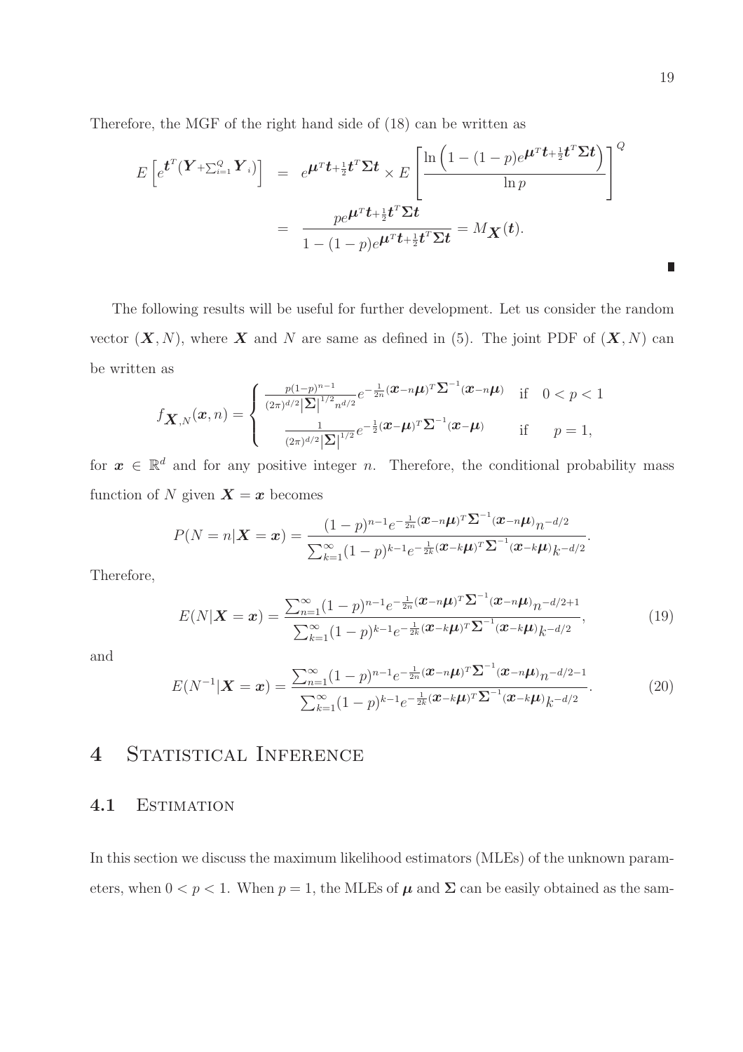Therefore, the MGF of the right hand side of (18) can be written as

$$
\begin{aligned}
E\left[e^{\boldsymbol{t}^T(\boldsymbol{Y}+\sum_{i=1}^{Q}\boldsymbol{Y}_i)}\right] &= e^{\boldsymbol{\mu}^T\boldsymbol{t}+\frac{1}{2}\boldsymbol{t}^T\boldsymbol{\Sigma}\boldsymbol{t}} \times E\left[\frac{\ln\left(1-(1-p)e^{\boldsymbol{\mu}^T\boldsymbol{t}+\frac{1}{2}\boldsymbol{t}^T\boldsymbol{\Sigma}\boldsymbol{t}}\right)}{\ln p}\right]^Q \\
&= \frac{pe^{\boldsymbol{\mu}^T\boldsymbol{t}+\frac{1}{2}\boldsymbol{t}^T\boldsymbol{\Sigma}\boldsymbol{t}}}{1-(1-p)e^{\boldsymbol{\mu}^T\boldsymbol{t}+\frac{1}{2}\boldsymbol{t}^T\boldsymbol{\Sigma}\boldsymbol{t}}} = M_{\boldsymbol{X}}(\boldsymbol{t}).
\end{aligned}
$$

∎

The following results will be useful for further development. Let us consider the random vector $(\boldsymbol{X}, N)$, where $\boldsymbol{X}$ and $N$ are same as defined in (5). The joint PDF of $(\boldsymbol{X}, N)$ can be written as

$$
f_{\boldsymbol{X},N}(\boldsymbol{x}, n) = \begin{cases} \frac{p(1-p)^{n-1}}{(2\pi)^{d/2}|\boldsymbol{\Sigma}|^{1/2}n^{d/2}} e^{-\frac{1}{2n}(\boldsymbol{x}-n\boldsymbol{\mu})^T\boldsymbol{\Sigma}^{-1}(\boldsymbol{x}-n\boldsymbol{\mu})} & \text{if} \quad 0 < p < 1 \\ \frac{1}{(2\pi)^{d/2}|\boldsymbol{\Sigma}|^{1/2}} e^{-\frac{1}{2}(\boldsymbol{x}-\boldsymbol{\mu})^T\boldsymbol{\Sigma}^{-1}(\boldsymbol{x}-\boldsymbol{\mu})} & \text{if} \quad p = 1, \end{cases}
$$

for $\boldsymbol{x} \in \mathbb{R}^d$ and for any positive integer $n$. Therefore, the conditional probability mass function of $N$ given $\boldsymbol{X} = \boldsymbol{x}$ becomes

$$
P(N = n|\boldsymbol{X} = \boldsymbol{x}) = \frac{(1-p)^{n-1}e^{-\frac{1}{2n}(\boldsymbol{x}-n\boldsymbol{\mu})^T\boldsymbol{\Sigma}^{-1}(\boldsymbol{x}-n\boldsymbol{\mu})}n^{-d/2}}{\sum_{k=1}^{\infty}(1-p)^{k-1}e^{-\frac{1}{2k}(\boldsymbol{x}-k\boldsymbol{\mu})^T\boldsymbol{\Sigma}^{-1}(\boldsymbol{x}-k\boldsymbol{\mu})}k^{-d/2}}.
$$

Therefore,

$$
E(N|\boldsymbol{X} = \boldsymbol{x}) = \frac{\sum_{n=1}^{\infty}(1-p)^{n-1}e^{-\frac{1}{2n}(\boldsymbol{x}-n\boldsymbol{\mu})^T\boldsymbol{\Sigma}^{-1}(\boldsymbol{x}-n\boldsymbol{\mu})}n^{-d/2+1}}{\sum_{k=1}^{\infty}(1-p)^{k-1}e^{-\frac{1}{2k}(\boldsymbol{x}-k\boldsymbol{\mu})^T\boldsymbol{\Sigma}^{-1}(\boldsymbol{x}-k\boldsymbol{\mu})}k^{-d/2}}, \tag{19}
$$

and

$$
E(N^{-1}|\boldsymbol{X} = \boldsymbol{x}) = \frac{\sum_{n=1}^{\infty}(1-p)^{n-1}e^{-\frac{1}{2n}(\boldsymbol{x}-n\boldsymbol{\mu})^T\boldsymbol{\Sigma}^{-1}(\boldsymbol{x}-n\boldsymbol{\mu})}n^{-d/2-1}}{\sum_{k=1}^{\infty}(1-p)^{k-1}e^{-\frac{1}{2k}(\boldsymbol{x}-k\boldsymbol{\mu})^T\boldsymbol{\Sigma}^{-1}(\boldsymbol{x}-k\boldsymbol{\mu})}k^{-d/2}}. \tag{20}
$$

# 4 Statistical Inference

## 4.1 Estimation

In this section we discuss the maximum likelihood estimators (MLEs) of the unknown parameters, when $0 < p < 1$. When $p = 1$, the MLEs of $\boldsymbol{\mu}$ and $\boldsymbol{\Sigma}$ can be easily obtained as the sam-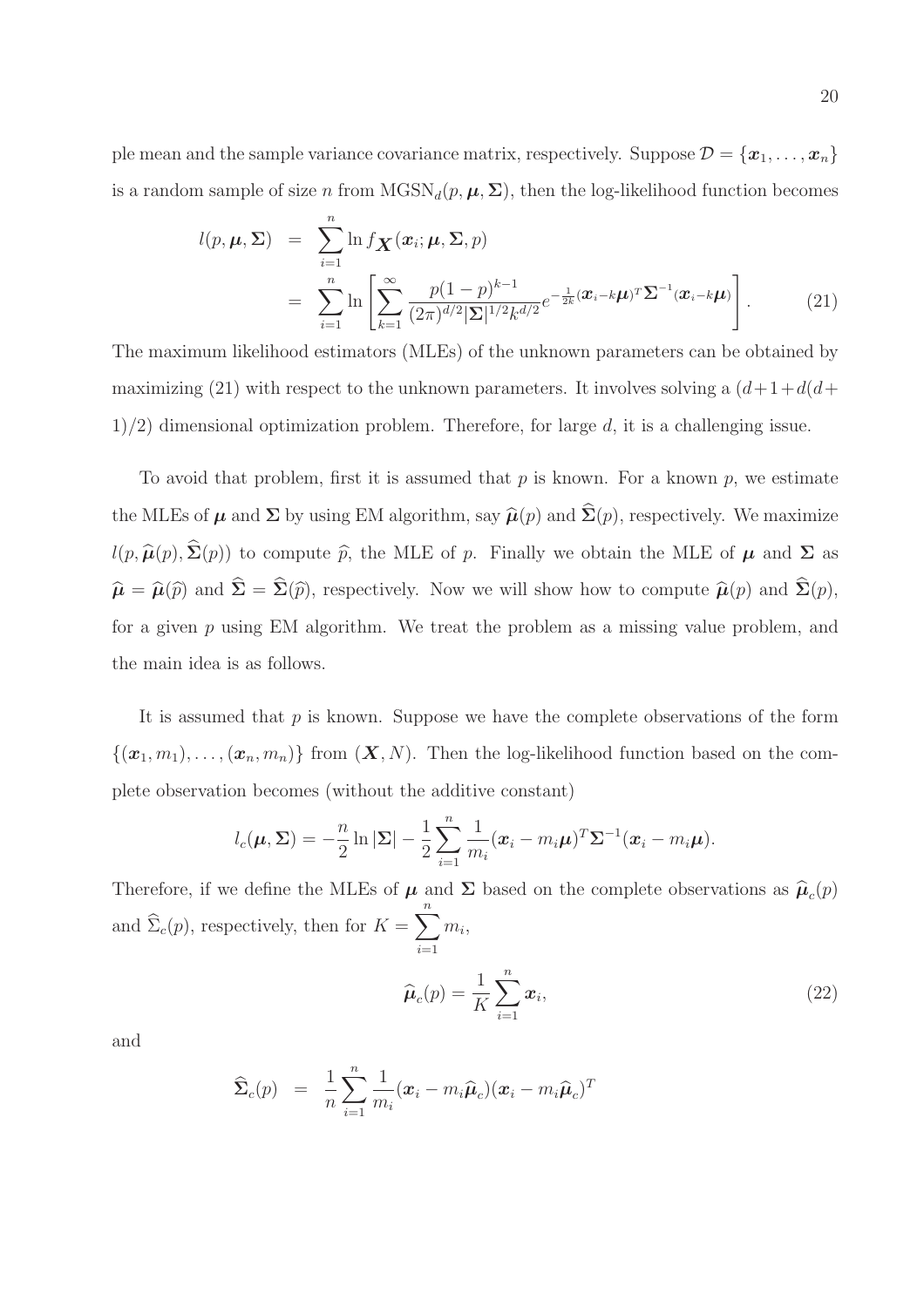ple mean and the sample variance covariance matrix, respectively. Suppose $\mathcal{D} = \{\boldsymbol{x}_1, \ldots, \boldsymbol{x}_n\}$ is a random sample of size $n$ from $\text{MGSN}_d(p, \boldsymbol{\mu}, \boldsymbol{\Sigma})$, then the log-likelihood function becomes

$$
\begin{aligned}
l(p, \boldsymbol{\mu}, \boldsymbol{\Sigma}) &= \sum_{i=1}^{n} \ln f_{\boldsymbol{X}}(\boldsymbol{x}_i; \boldsymbol{\mu}, \boldsymbol{\Sigma}, p) \\
&= \sum_{i=1}^{n} \ln \left[ \sum_{k=1}^{\infty} \frac{p(1-p)^{k-1}}{(2\pi)^{d/2} |\boldsymbol{\Sigma}|^{1/2} k^{d/2}} e^{-\frac{1}{2k}(\boldsymbol{x}_i - k\boldsymbol{\mu})^T \boldsymbol{\Sigma}^{-1} (\boldsymbol{x}_i - k\boldsymbol{\mu})} \right]. \qquad (21)
\end{aligned}
$$

The maximum likelihood estimators (MLEs) of the unknown parameters can be obtained by maximizing (21) with respect to the unknown parameters. It involves solving a $(d+1+d(d+1)/2)$ dimensional optimization problem. Therefore, for large $d$, it is a challenging issue.

To avoid that problem, first it is assumed that $p$ is known. For a known $p$, we estimate the MLEs of $\boldsymbol{\mu}$ and $\boldsymbol{\Sigma}$ by using EM algorithm, say $\widehat{\boldsymbol{\mu}}(p)$ and $\widehat{\boldsymbol{\Sigma}}(p)$, respectively. We maximize $l(p, \widehat{\boldsymbol{\mu}}(p), \widehat{\boldsymbol{\Sigma}}(p))$ to compute $\widehat{p}$, the MLE of $p$. Finally we obtain the MLE of $\boldsymbol{\mu}$ and $\boldsymbol{\Sigma}$ as $\widehat{\boldsymbol{\mu}} = \widehat{\boldsymbol{\mu}}(\widehat{p})$ and $\widehat{\boldsymbol{\Sigma}} = \widehat{\boldsymbol{\Sigma}}(\widehat{p})$, respectively. Now we will show how to compute $\widehat{\boldsymbol{\mu}}(p)$ and $\widehat{\boldsymbol{\Sigma}}(p)$, for a given $p$ using EM algorithm. We treat the problem as a missing value problem, and the main idea is as follows.

It is assumed that $p$ is known. Suppose we have the complete observations of the form $\{(\boldsymbol{x}_1, m_1), \ldots, (\boldsymbol{x}_n, m_n)\}$ from $(\boldsymbol{X}, N)$. Then the log-likelihood function based on the complete observation becomes (without the additive constant)

$$
l_c(\boldsymbol{\mu}, \boldsymbol{\Sigma}) = -\frac{n}{2} \ln |\boldsymbol{\Sigma}| - \frac{1}{2} \sum_{i=1}^{n} \frac{1}{m_i} (\boldsymbol{x}_i - m_i \boldsymbol{\mu})^T \boldsymbol{\Sigma}^{-1} (\boldsymbol{x}_i - m_i \boldsymbol{\mu}).
$$

Therefore, if we define the MLEs of $\boldsymbol{\mu}$ and $\boldsymbol{\Sigma}$ based on the complete observations as $\widehat{\boldsymbol{\mu}}_c(p)$ and $\widehat{\Sigma}_c(p)$, respectively, then for $K = \sum_{i=1}^{n} m_i$,

$$
\widehat{\boldsymbol{\mu}}_c(p) = \frac{1}{K} \sum_{i=1}^{n} \boldsymbol{x}_i, \qquad (22)
$$

and

$$
\widehat{\boldsymbol{\Sigma}}_c(p) = \frac{1}{n} \sum_{i=1}^{n} \frac{1}{m_i} (\boldsymbol{x}_i - m_i \widehat{\boldsymbol{\mu}}_c)(\boldsymbol{x}_i - m_i \widehat{\boldsymbol{\mu}}_c)^T
$$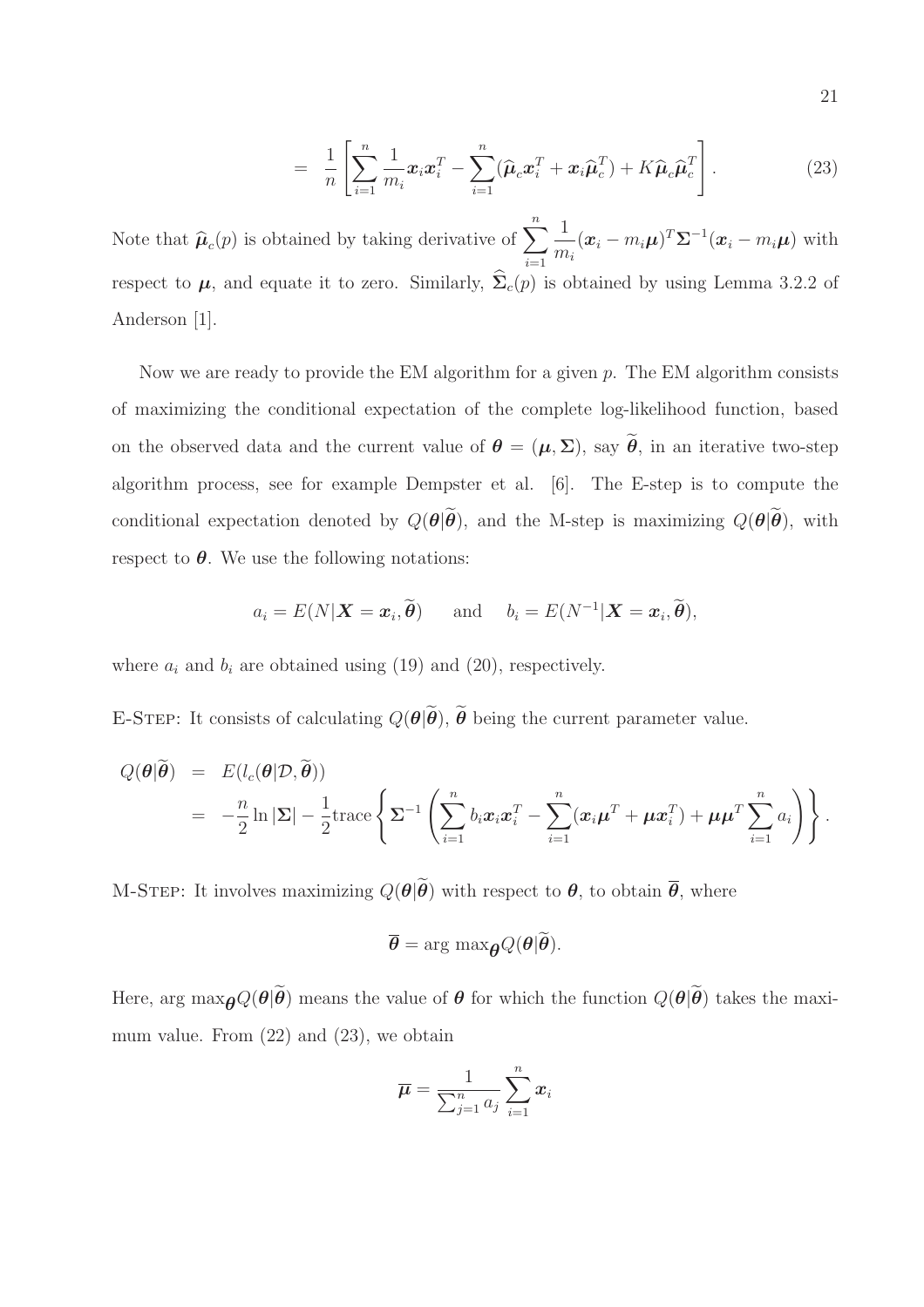$$= \frac{1}{n}\left[\sum_{i=1}^{n}\frac{1}{m_i}\boldsymbol{x}_i\boldsymbol{x}_i^T - \sum_{i=1}^{n}(\widehat{\boldsymbol{\mu}}_c\boldsymbol{x}_i^T + \boldsymbol{x}_i\widehat{\boldsymbol{\mu}}_c^T) + K\widehat{\boldsymbol{\mu}}_c\widehat{\boldsymbol{\mu}}_c^T\right]. \tag{23}$$

Note that $\widehat{\boldsymbol{\mu}}_c(p)$ is obtained by taking derivative of $\displaystyle\sum_{i=1}^{n}\frac{1}{m_i}(\boldsymbol{x}_i - m_i\boldsymbol{\mu})^T\boldsymbol{\Sigma}^{-1}(\boldsymbol{x}_i - m_i\boldsymbol{\mu})$ with respect to $\boldsymbol{\mu}$, and equate it to zero. Similarly, $\widehat{\boldsymbol{\Sigma}}_c(p)$ is obtained by using Lemma 3.2.2 of Anderson [1].

Now we are ready to provide the EM algorithm for a given $p$. The EM algorithm consists of maximizing the conditional expectation of the complete log-likelihood function, based on the observed data and the current value of $\boldsymbol{\theta} = (\boldsymbol{\mu}, \boldsymbol{\Sigma})$, say $\widetilde{\boldsymbol{\theta}}$, in an iterative two-step algorithm process, see for example Dempster et al. [6]. The E-step is to compute the conditional expectation denoted by $Q(\boldsymbol{\theta}|\widetilde{\boldsymbol{\theta}})$, and the M-step is maximizing $Q(\boldsymbol{\theta}|\widetilde{\boldsymbol{\theta}})$, with respect to $\boldsymbol{\theta}$. We use the following notations:

$$a_i = E(N|\boldsymbol{X} = \boldsymbol{x}_i, \widetilde{\boldsymbol{\theta}}) \qquad \text{and} \qquad b_i = E(N^{-1}|\boldsymbol{X} = \boldsymbol{x}_i, \widetilde{\boldsymbol{\theta}}),$$

where $a_i$ and $b_i$ are obtained using (19) and (20), respectively.

E-Step: It consists of calculating $Q(\boldsymbol{\theta}|\widetilde{\boldsymbol{\theta}})$, $\widetilde{\boldsymbol{\theta}}$ being the current parameter value.

$$\begin{aligned} Q(\boldsymbol{\theta}|\widetilde{\boldsymbol{\theta}}) &= E(l_c(\boldsymbol{\theta}|\mathcal{D}, \widetilde{\boldsymbol{\theta}})) \\ &= -\frac{n}{2}\ln|\boldsymbol{\Sigma}| - \frac{1}{2}\text{trace}\left\{\boldsymbol{\Sigma}^{-1}\left(\sum_{i=1}^{n} b_i\boldsymbol{x}_i\boldsymbol{x}_i^T - \sum_{i=1}^{n}(\boldsymbol{x}_i\boldsymbol{\mu}^T + \boldsymbol{\mu}\boldsymbol{x}_i^T) + \boldsymbol{\mu}\boldsymbol{\mu}^T\sum_{i=1}^{n} a_i\right)\right\}. \end{aligned}$$

M-Step: It involves maximizing $Q(\boldsymbol{\theta}|\widetilde{\boldsymbol{\theta}})$ with respect to $\boldsymbol{\theta}$, to obtain $\overline{\boldsymbol{\theta}}$, where

$$\overline{\boldsymbol{\theta}} = \arg\max_{\boldsymbol{\theta}} Q(\boldsymbol{\theta}|\widetilde{\boldsymbol{\theta}}).$$

Here, $\arg\max_{\boldsymbol{\theta}} Q(\boldsymbol{\theta}|\widetilde{\boldsymbol{\theta}})$ means the value of $\boldsymbol{\theta}$ for which the function $Q(\boldsymbol{\theta}|\widetilde{\boldsymbol{\theta}})$ takes the maximum value. From (22) and (23), we obtain

$$\overline{\boldsymbol{\mu}} = \frac{1}{\sum_{j=1}^{n} a_j}\sum_{i=1}^{n}\boldsymbol{x}_i$$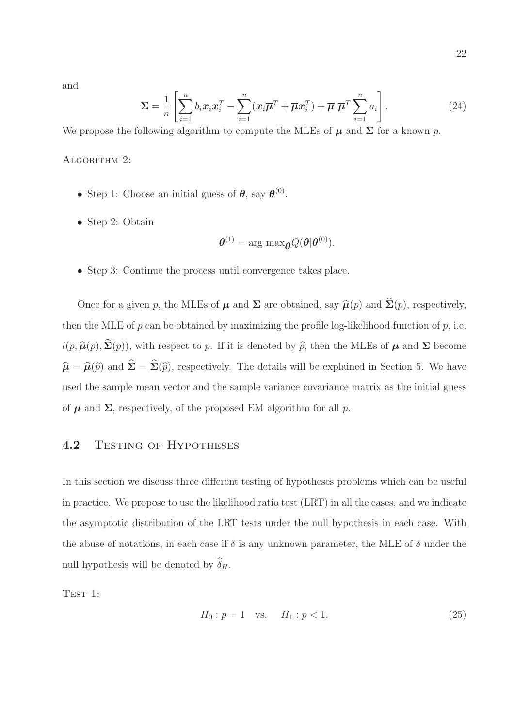and

$$\overline{\boldsymbol{\Sigma}} = \frac{1}{n}\left[\sum_{i=1}^{n} b_i \boldsymbol{x}_i \boldsymbol{x}_i^T - \sum_{i=1}^{n} (\boldsymbol{x}_i \overline{\boldsymbol{\mu}}^T + \overline{\boldsymbol{\mu}} \boldsymbol{x}_i^T) + \overline{\boldsymbol{\mu}}\ \overline{\boldsymbol{\mu}}^T \sum_{i=1}^{n} a_i\right]. \tag{24}$$

We propose the following algorithm to compute the MLEs of $\boldsymbol{\mu}$ and $\boldsymbol{\Sigma}$ for a known $p$.

ALGORITHM 2:

- Step 1: Choose an initial guess of $\boldsymbol{\theta}$, say $\boldsymbol{\theta}^{(0)}$.
- Step 2: Obtain

$$\boldsymbol{\theta}^{(1)} = \arg\max_{\boldsymbol{\theta}} Q(\boldsymbol{\theta}|\boldsymbol{\theta}^{(0)}).$$

- Step 3: Continue the process until convergence takes place.

Once for a given $p$, the MLEs of $\boldsymbol{\mu}$ and $\boldsymbol{\Sigma}$ are obtained, say $\widehat{\boldsymbol{\mu}}(p)$ and $\widehat{\boldsymbol{\Sigma}}(p)$, respectively, then the MLE of $p$ can be obtained by maximizing the profile log-likelihood function of $p$, i.e. $l(p, \widehat{\boldsymbol{\mu}}(p), \widehat{\boldsymbol{\Sigma}}(p))$, with respect to $p$. If it is denoted by $\widehat{p}$, then the MLEs of $\boldsymbol{\mu}$ and $\boldsymbol{\Sigma}$ become $\widehat{\boldsymbol{\mu}} = \widehat{\boldsymbol{\mu}}(\widehat{p})$ and $\widehat{\boldsymbol{\Sigma}} = \widehat{\boldsymbol{\Sigma}}(\widehat{p})$, respectively. The details will be explained in Section 5. We have used the sample mean vector and the sample variance covariance matrix as the initial guess of $\boldsymbol{\mu}$ and $\boldsymbol{\Sigma}$, respectively, of the proposed EM algorithm for all $p$.

## 4.2 TESTING OF HYPOTHESES

In this section we discuss three different testing of hypotheses problems which can be useful in practice. We propose to use the likelihood ratio test (LRT) in all the cases, and we indicate the asymptotic distribution of the LRT tests under the null hypothesis in each case. With the abuse of notations, in each case if $\delta$ is any unknown parameter, the MLE of $\delta$ under the null hypothesis will be denoted by $\widehat{\delta}_H$.

TEST 1:

$$H_0 : p = 1 \quad \text{vs.} \quad H_1 : p < 1. \tag{25}$$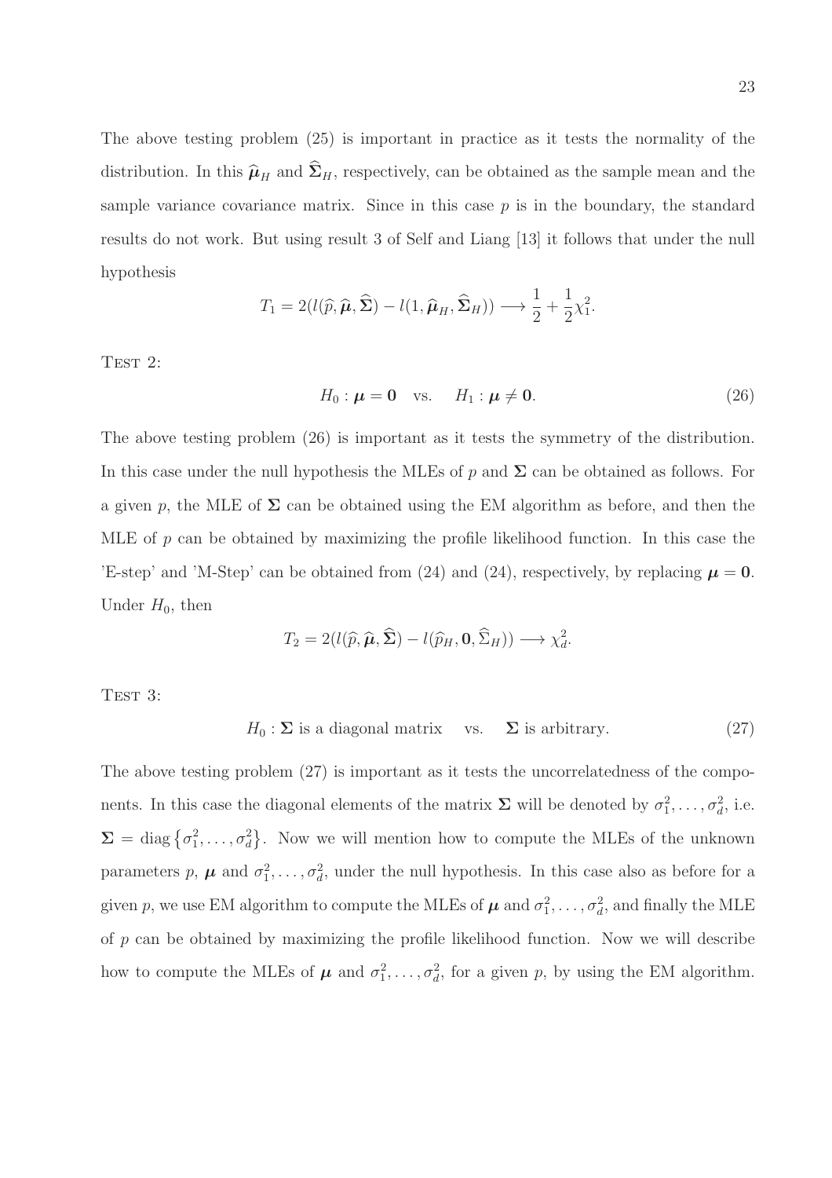The above testing problem (25) is important in practice as it tests the normality of the distribution. In this $\widehat{\boldsymbol{\mu}}_H$ and $\widehat{\boldsymbol{\Sigma}}_H$, respectively, can be obtained as the sample mean and the sample variance covariance matrix. Since in this case $p$ is in the boundary, the standard results do not work. But using result 3 of Self and Liang [13] it follows that under the null hypothesis

$$T_1 = 2(l(\widehat{p}, \widehat{\boldsymbol{\mu}}, \widehat{\boldsymbol{\Sigma}}) - l(1, \widehat{\boldsymbol{\mu}}_H, \widehat{\boldsymbol{\Sigma}}_H)) \longrightarrow \frac{1}{2} + \frac{1}{2}\chi_1^2.$$

Test 2:

$$H_0 : \boldsymbol{\mu} = \mathbf{0} \quad \text{vs.} \quad H_1 : \boldsymbol{\mu} \neq \mathbf{0}. \tag{26}$$

The above testing problem (26) is important as it tests the symmetry of the distribution. In this case under the null hypothesis the MLEs of $p$ and $\boldsymbol{\Sigma}$ can be obtained as follows. For a given $p$, the MLE of $\boldsymbol{\Sigma}$ can be obtained using the EM algorithm as before, and then the MLE of $p$ can be obtained by maximizing the profile likelihood function. In this case the 'E-step' and 'M-Step' can be obtained from (24) and (24), respectively, by replacing $\boldsymbol{\mu} = \mathbf{0}$. Under $H_0$, then

$$T_2 = 2(l(\widehat{p}, \widehat{\boldsymbol{\mu}}, \widehat{\boldsymbol{\Sigma}}) - l(\widehat{p}_H, \mathbf{0}, \widehat{\Sigma}_H)) \longrightarrow \chi_d^2.$$

Test 3:

$$H_0 : \boldsymbol{\Sigma} \text{ is a diagonal matrix} \quad \text{vs.} \quad \boldsymbol{\Sigma} \text{ is arbitrary.} \tag{27}$$

The above testing problem (27) is important as it tests the uncorrelatedness of the components. In this case the diagonal elements of the matrix $\boldsymbol{\Sigma}$ will be denoted by $\sigma_1^2, \ldots, \sigma_d^2$, i.e. $\boldsymbol{\Sigma} = \text{diag}\left\{\sigma_1^2, \ldots, \sigma_d^2\right\}$. Now we will mention how to compute the MLEs of the unknown parameters $p$, $\boldsymbol{\mu}$ and $\sigma_1^2, \ldots, \sigma_d^2$, under the null hypothesis. In this case also as before for a given $p$, we use EM algorithm to compute the MLEs of $\boldsymbol{\mu}$ and $\sigma_1^2, \ldots, \sigma_d^2$, and finally the MLE of $p$ can be obtained by maximizing the profile likelihood function. Now we will describe how to compute the MLEs of $\boldsymbol{\mu}$ and $\sigma_1^2, \ldots, \sigma_d^2$, for a given $p$, by using the EM algorithm.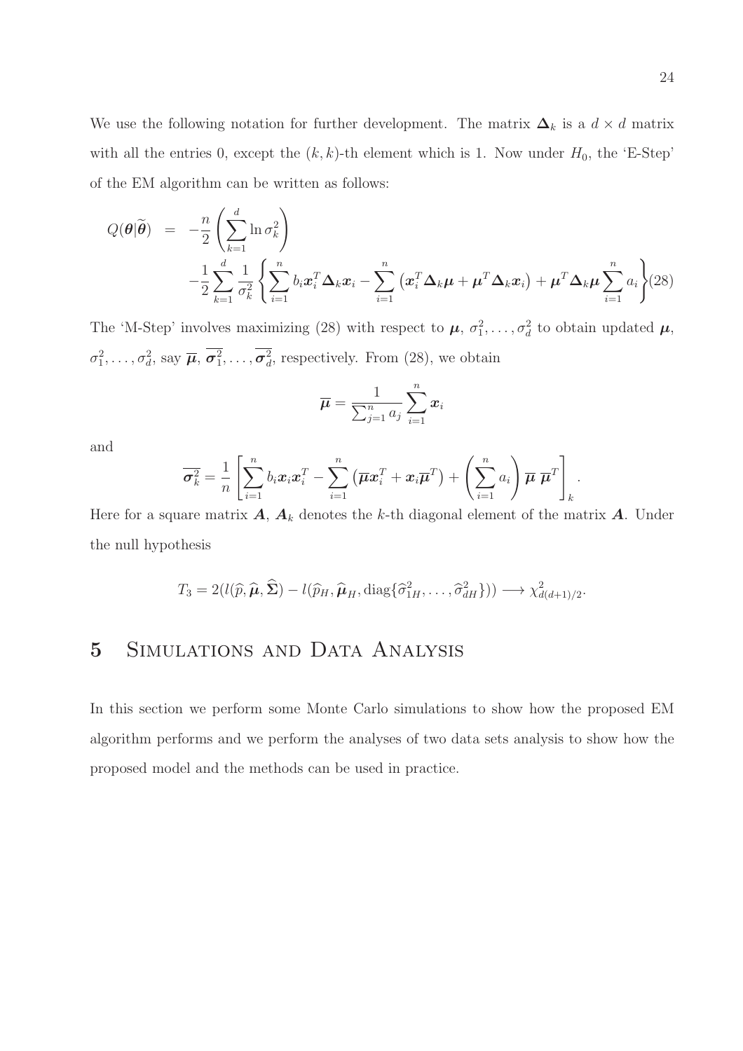We use the following notation for further development. The matrix $\boldsymbol{\Delta}_k$ is a $d \times d$ matrix with all the entries 0, except the $(k,k)$-th element which is 1. Now under $H_0$, the 'E-Step' of the EM algorithm can be written as follows:

$$
\begin{aligned}
Q(\boldsymbol{\theta}|\widetilde{\boldsymbol{\theta}}) &= -\frac{n}{2}\left(\sum_{k=1}^{d} \ln \sigma_k^2\right) \\
&\quad -\frac{1}{2}\sum_{k=1}^{d}\frac{1}{\sigma_k^2}\left\{\sum_{i=1}^{n} b_i \boldsymbol{x}_i^T \boldsymbol{\Delta}_k \boldsymbol{x}_i - \sum_{i=1}^{n}\left(\boldsymbol{x}_i^T \boldsymbol{\Delta}_k \boldsymbol{\mu} + \boldsymbol{\mu}^T \boldsymbol{\Delta}_k \boldsymbol{x}_i\right) + \boldsymbol{\mu}^T \boldsymbol{\Delta}_k \boldsymbol{\mu} \sum_{i=1}^{n} a_i\right\} \qquad (28)
\end{aligned}
$$

The 'M-Step' involves maximizing (28) with respect to $\boldsymbol{\mu}$, $\sigma_1^2, \ldots, \sigma_d^2$ to obtain updated $\boldsymbol{\mu}$, $\sigma_1^2, \ldots, \sigma_d^2$, say $\overline{\boldsymbol{\mu}}$, $\overline{\boldsymbol{\sigma}_1^2}, \ldots, \overline{\boldsymbol{\sigma}_d^2}$, respectively. From (28), we obtain

$$
\overline{\boldsymbol{\mu}} = \frac{1}{\sum_{j=1}^{n} a_j} \sum_{i=1}^{n} \boldsymbol{x}_i
$$

and

$$
\overline{\boldsymbol{\sigma}_k^2} = \frac{1}{n}\left[\sum_{i=1}^{n} b_i \boldsymbol{x}_i \boldsymbol{x}_i^T - \sum_{i=1}^{n}\left(\overline{\boldsymbol{\mu}} \boldsymbol{x}_i^T + \boldsymbol{x}_i \overline{\boldsymbol{\mu}}^T\right) + \left(\sum_{i=1}^{n} a_i\right) \overline{\boldsymbol{\mu}}\, \overline{\boldsymbol{\mu}}^T\right]_k .
$$

Here for a square matrix $\boldsymbol{A}$, $\boldsymbol{A}_k$ denotes the $k$-th diagonal element of the matrix $\boldsymbol{A}$. Under the null hypothesis

$$
T_3 = 2(l(\widehat{p}, \widehat{\boldsymbol{\mu}}, \widehat{\boldsymbol{\Sigma}}) - l(\widehat{p}_H, \widehat{\boldsymbol{\mu}}_H, \text{diag}\{\widehat{\sigma}_{1H}^2, \ldots, \widehat{\sigma}_{dH}^2\})) \longrightarrow \chi^2_{d(d+1)/2}.
$$

# 5 Simulations and Data Analysis

In this section we perform some Monte Carlo simulations to show how the proposed EM algorithm performs and we perform the analyses of two data sets analysis to show how the proposed model and the methods can be used in practice.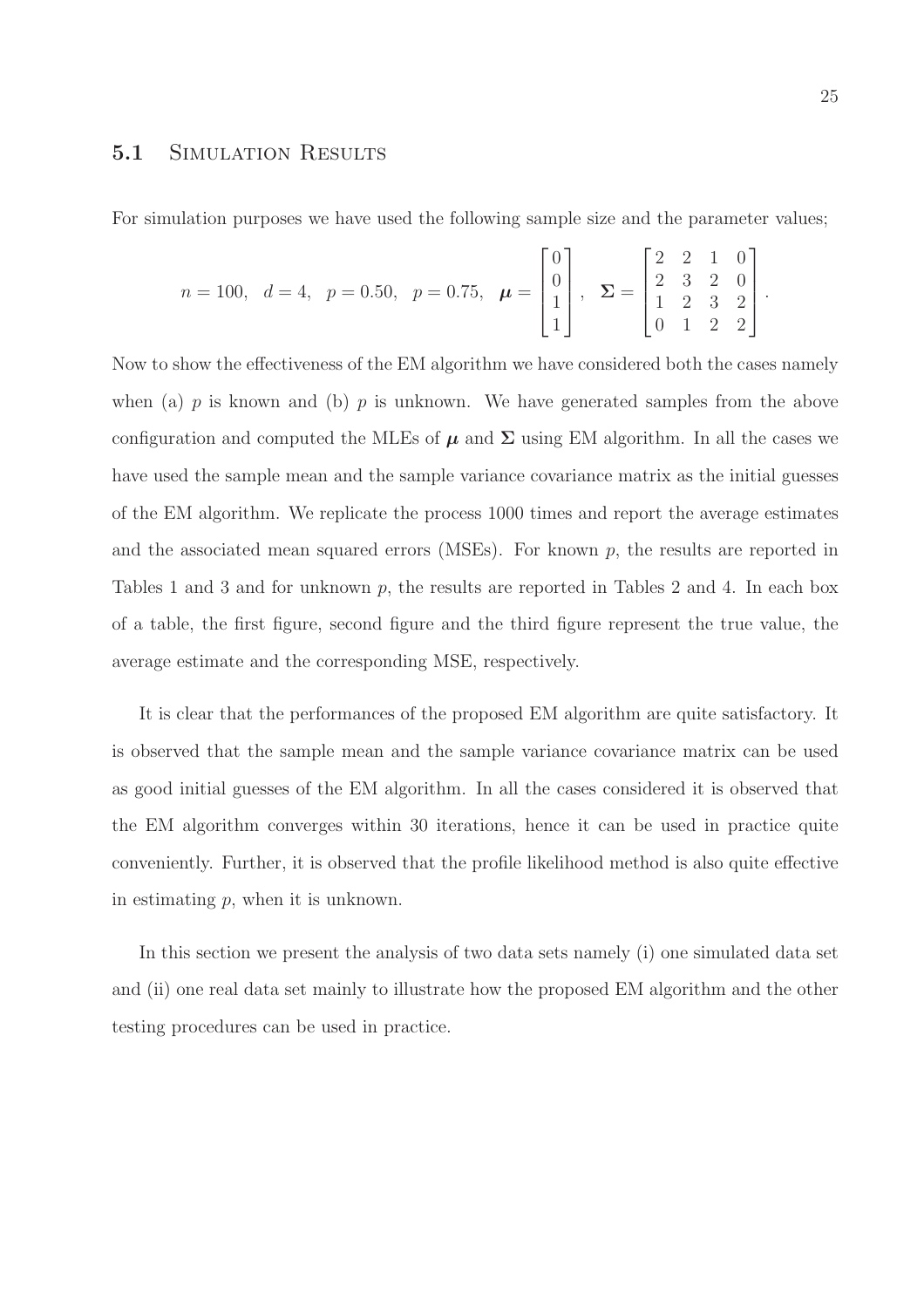## 5.1 Simulation Results

For simulation purposes we have used the following sample size and the parameter values;

$$n = 100, \quad d = 4, \quad p = 0.50, \quad p = 0.75, \quad \boldsymbol{\mu} = \begin{bmatrix} 0 \\ 0 \\ 1 \\ 1 \end{bmatrix}, \quad \boldsymbol{\Sigma} = \begin{bmatrix} 2 & 2 & 1 & 0 \\ 2 & 3 & 2 & 0 \\ 1 & 2 & 3 & 2 \\ 0 & 1 & 2 & 2 \end{bmatrix}.$$

Now to show the effectiveness of the EM algorithm we have considered both the cases namely when (a) $p$ is known and (b) $p$ is unknown. We have generated samples from the above configuration and computed the MLEs of $\boldsymbol{\mu}$ and $\boldsymbol{\Sigma}$ using EM algorithm. In all the cases we have used the sample mean and the sample variance covariance matrix as the initial guesses of the EM algorithm. We replicate the process 1000 times and report the average estimates and the associated mean squared errors (MSEs). For known $p$, the results are reported in Tables 1 and 3 and for unknown $p$, the results are reported in Tables 2 and 4. In each box of a table, the first figure, second figure and the third figure represent the true value, the average estimate and the corresponding MSE, respectively.

It is clear that the performances of the proposed EM algorithm are quite satisfactory. It is observed that the sample mean and the sample variance covariance matrix can be used as good initial guesses of the EM algorithm. In all the cases considered it is observed that the EM algorithm converges within 30 iterations, hence it can be used in practice quite conveniently. Further, it is observed that the profile likelihood method is also quite effective in estimating $p$, when it is unknown.

In this section we present the analysis of two data sets namely (i) one simulated data set and (ii) one real data set mainly to illustrate how the proposed EM algorithm and the other testing procedures can be used in practice.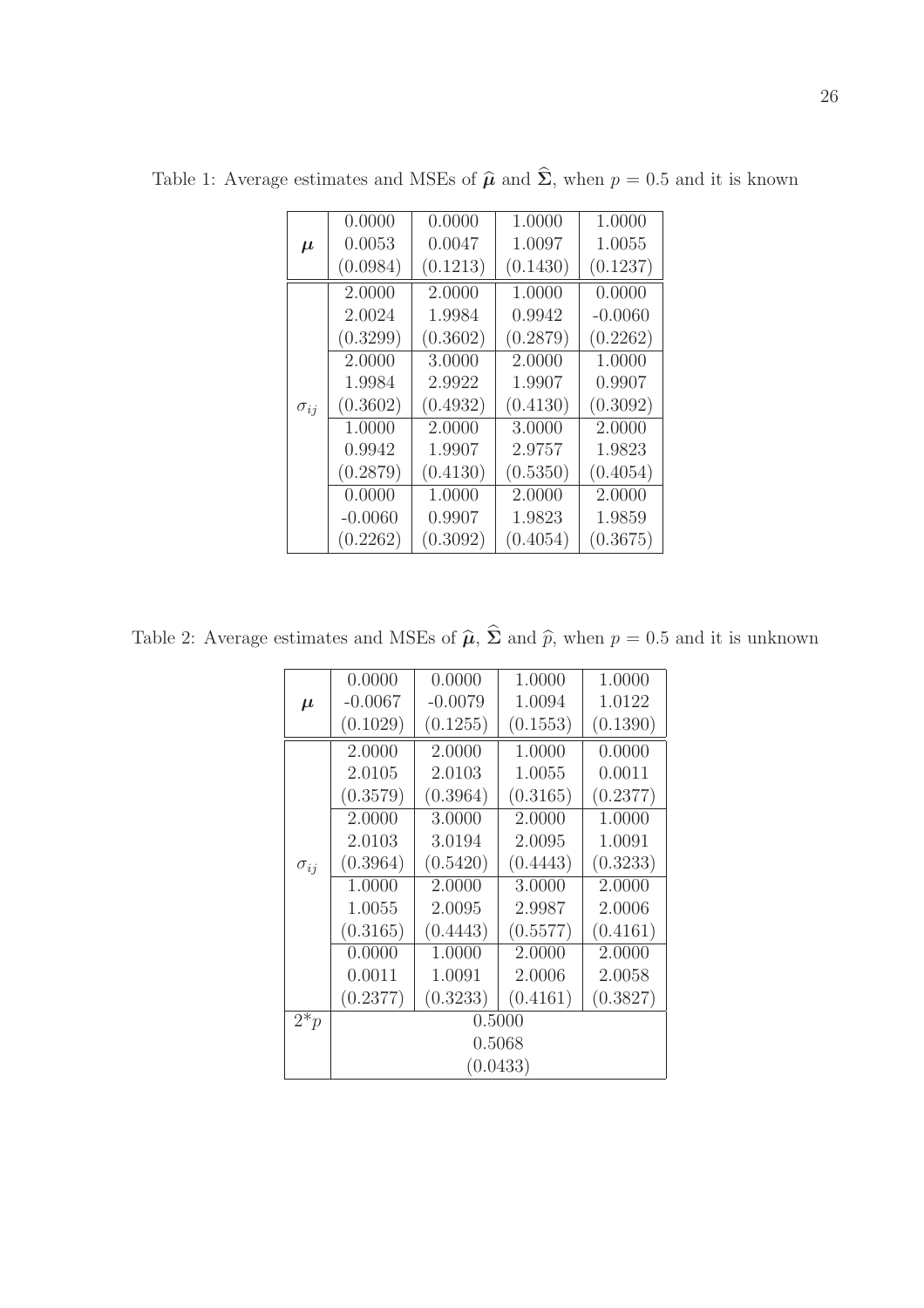Table 1: Average estimates and MSEs of $\widehat{\boldsymbol{\mu}}$ and $\widehat{\boldsymbol{\Sigma}}$, when $p = 0.5$ and it is known

| | | | | |
|---|---|---|---|---|
| $\boldsymbol{\mu}$ | 0.0000 | 0.0000 | 1.0000 | 1.0000 |
| | 0.0053 | 0.0047 | 1.0097 | 1.0055 |
| | (0.0984) | (0.1213) | (0.1430) | (0.1237) |
| $\sigma_{ij}$ | 2.0000 | 2.0000 | 1.0000 | 0.0000 |
| | 2.0024 | 1.9984 | 0.9942 | -0.0060 |
| | (0.3299) | (0.3602) | (0.2879) | (0.2262) |
| | 2.0000 | 3.0000 | 2.0000 | 1.0000 |
| | 1.9984 | 2.9922 | 1.9907 | 0.9907 |
| | (0.3602) | (0.4932) | (0.4130) | (0.3092) |
| | 1.0000 | 2.0000 | 3.0000 | 2.0000 |
| | 0.9942 | 1.9907 | 2.9757 | 1.9823 |
| | (0.2879) | (0.4130) | (0.5350) | (0.4054) |
| | 0.0000 | 1.0000 | 2.0000 | 2.0000 |
| | -0.0060 | 0.9907 | 1.9823 | 1.9859 |
| | (0.2262) | (0.3092) | (0.4054) | (0.3675) |

Table 2: Average estimates and MSEs of $\widehat{\boldsymbol{\mu}}$, $\widehat{\boldsymbol{\Sigma}}$ and $\widehat{p}$, when $p = 0.5$ and it is unknown

| | | | | |
|---|---|---|---|---|
| $\boldsymbol{\mu}$ | 0.0000 | 0.0000 | 1.0000 | 1.0000 |
| | -0.0067 | -0.0079 | 1.0094 | 1.0122 |
| | (0.1029) | (0.1255) | (0.1553) | (0.1390) |
| $\sigma_{ij}$ | 2.0000 | 2.0000 | 1.0000 | 0.0000 |
| | 2.0105 | 2.0103 | 1.0055 | 0.0011 |
| | (0.3579) | (0.3964) | (0.3165) | (0.2377) |
| | 2.0000 | 3.0000 | 2.0000 | 1.0000 |
| | 2.0103 | 3.0194 | 2.0095 | 1.0091 |
| | (0.3964) | (0.5420) | (0.4443) | (0.3233) |
| | 1.0000 | 2.0000 | 3.0000 | 2.0000 |
| | 1.0055 | 2.0095 | 2.9987 | 2.0006 |
| | (0.3165) | (0.4443) | (0.5577) | (0.4161) |
| | 0.0000 | 1.0000 | 2.0000 | 2.0000 |
| | 0.0011 | 1.0091 | 2.0006 | 2.0058 |
| | (0.2377) | (0.3233) | (0.4161) | (0.3827) |
| 2*$p$ | 0.5000 | | | |
| | 0.5068 | | | |
| | (0.0433) | | | |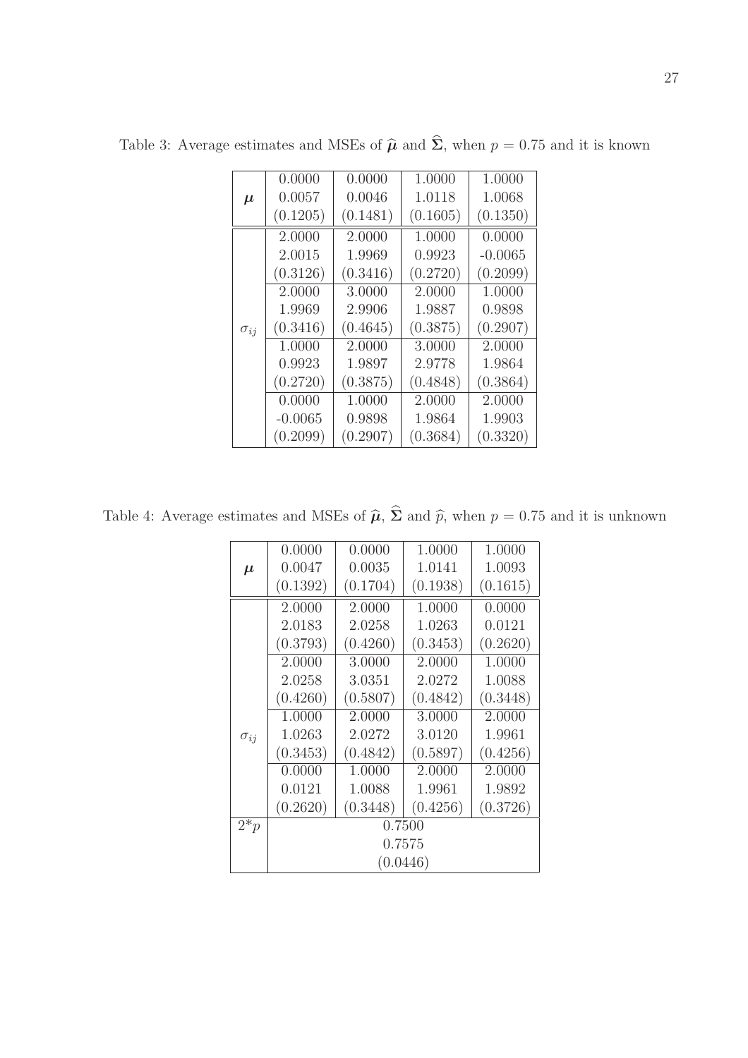Table 3: Average estimates and MSEs of $\widehat{\boldsymbol{\mu}}$ and $\widehat{\boldsymbol{\Sigma}}$, when $p = 0.75$ and it is known

| | | | | |
|---|---|---|---|---|
| $\boldsymbol{\mu}$ | 0.0000 | 0.0000 | 1.0000 | 1.0000 |
| | 0.0057 | 0.0046 | 1.0118 | 1.0068 |
| | (0.1205) | (0.1481) | (0.1605) | (0.1350) |
| $\sigma_{ij}$ | 2.0000 | 2.0000 | 1.0000 | 0.0000 |
| | 2.0015 | 1.9969 | 0.9923 | -0.0065 |
| | (0.3126) | (0.3416) | (0.2720) | (0.2099) |
| | 2.0000 | 3.0000 | 2.0000 | 1.0000 |
| | 1.9969 | 2.9906 | 1.9887 | 0.9898 |
| | (0.3416) | (0.4645) | (0.3875) | (0.2907) |
| | 1.0000 | 2.0000 | 3.0000 | 2.0000 |
| | 0.9923 | 1.9897 | 2.9778 | 1.9864 |
| | (0.2720) | (0.3875) | (0.4848) | (0.3864) |
| | 0.0000 | 1.0000 | 2.0000 | 2.0000 |
| | -0.0065 | 0.9898 | 1.9864 | 1.9903 |
| | (0.2099) | (0.2907) | (0.3684) | (0.3320) |

Table 4: Average estimates and MSEs of $\widehat{\boldsymbol{\mu}}$, $\widehat{\boldsymbol{\Sigma}}$ and $\widehat{p}$, when $p = 0.75$ and it is unknown

| | | | | |
|---|---|---|---|---|
| $\boldsymbol{\mu}$ | 0.0000 | 0.0000 | 1.0000 | 1.0000 |
| | 0.0047 | 0.0035 | 1.0141 | 1.0093 |
| | (0.1392) | (0.1704) | (0.1938) | (0.1615) |
| $\sigma_{ij}$ | 2.0000 | 2.0000 | 1.0000 | 0.0000 |
| | 2.0183 | 2.0258 | 1.0263 | 0.0121 |
| | (0.3793) | (0.4260) | (0.3453) | (0.2620) |
| | 2.0000 | 3.0000 | 2.0000 | 1.0000 |
| | 2.0258 | 3.0351 | 2.0272 | 1.0088 |
| | (0.4260) | (0.5807) | (0.4842) | (0.3448) |
| | 1.0000 | 2.0000 | 3.0000 | 2.0000 |
| | 1.0263 | 2.0272 | 3.0120 | 1.9961 |
| | (0.3453) | (0.4842) | (0.5897) | (0.4256) |
| | 0.0000 | 1.0000 | 2.0000 | 2.0000 |
| | 0.0121 | 1.0088 | 1.9961 | 1.9892 |
| | (0.2620) | (0.3448) | (0.4256) | (0.3726) |
| 2*$p$ | 0.7500 | | | |
| | 0.7575 | | | |
| | (0.0446) | | | |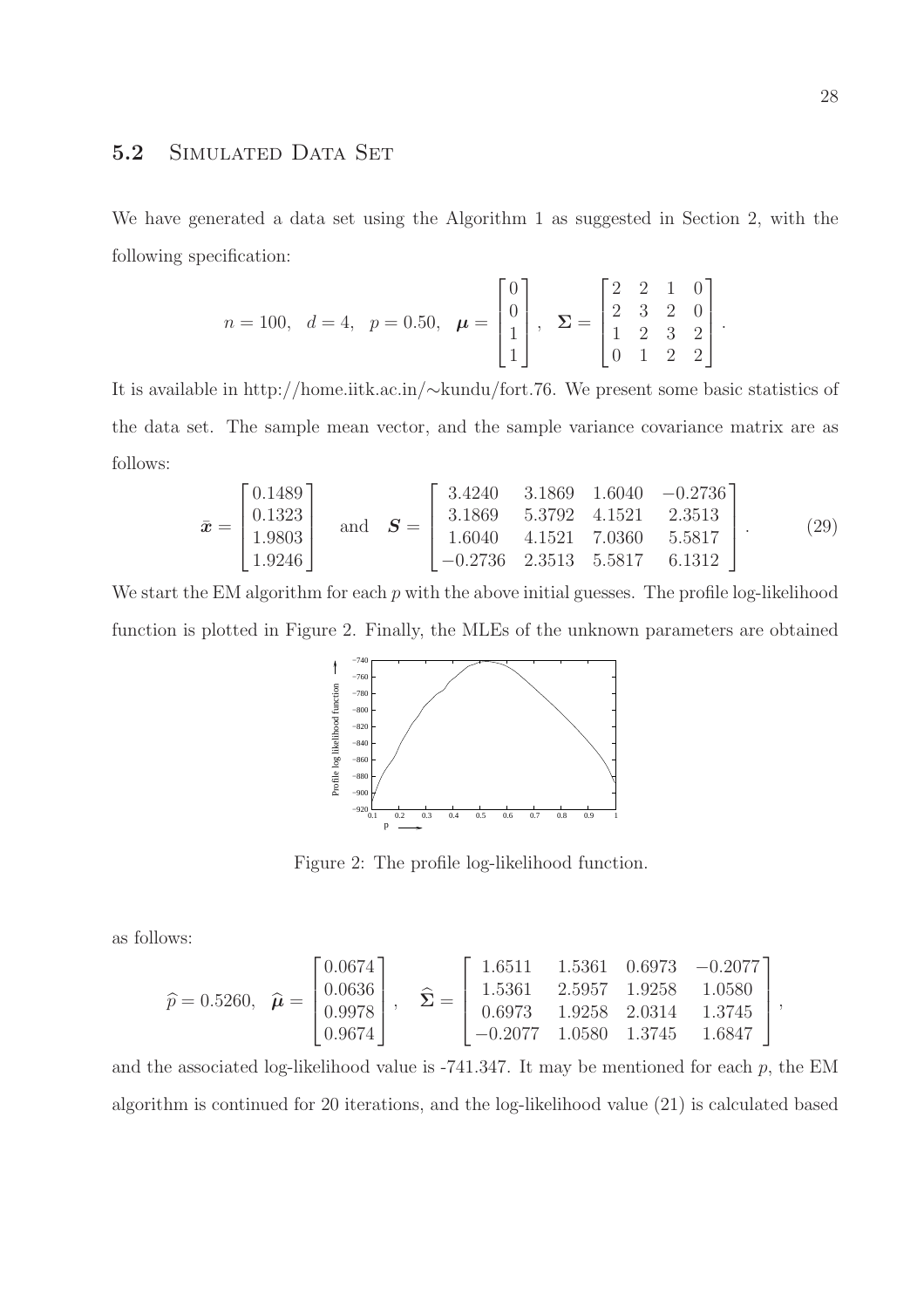## 5.2 Simulated Data Set

We have generated a data set using the Algorithm 1 as suggested in Section 2, with the following specification:

$$n = 100, \quad d = 4, \quad p = 0.50, \quad \boldsymbol{\mu} = \begin{bmatrix} 0 \\ 0 \\ 1 \\ 1 \end{bmatrix}, \quad \boldsymbol{\Sigma} = \begin{bmatrix} 2 & 2 & 1 & 0 \\ 2 & 3 & 2 & 0 \\ 1 & 2 & 3 & 2 \\ 0 & 1 & 2 & 2 \end{bmatrix}.$$

It is available in http://home.iitk.ac.in/∼kundu/fort.76. We present some basic statistics of the data set. The sample mean vector, and the sample variance covariance matrix are as follows:

$$\bar{\boldsymbol{x}} = \begin{bmatrix} 0.1489 \\ 0.1323 \\ 1.9803 \\ 1.9246 \end{bmatrix} \quad \text{and} \quad \boldsymbol{S} = \begin{bmatrix} 3.4240 & 3.1869 & 1.6040 & -0.2736 \\ 3.1869 & 5.3792 & 4.1521 & 2.3513 \\ 1.6040 & 4.1521 & 7.0360 & 5.5817 \\ -0.2736 & 2.3513 & 5.5817 & 6.1312 \end{bmatrix}. \tag{29}$$

We start the EM algorithm for each $p$ with the above initial guesses. The profile log-likelihood function is plotted in Figure 2. Finally, the MLEs of the unknown parameters are obtained as follows:

Figure 2: The profile log-likelihood function.

$$\widehat{p} = 0.5260, \quad \widehat{\boldsymbol{\mu}} = \begin{bmatrix} 0.0674 \\ 0.0636 \\ 0.9978 \\ 0.9674 \end{bmatrix}, \quad \widehat{\boldsymbol{\Sigma}} = \begin{bmatrix} 1.6511 & 1.5361 & 0.6973 & -0.2077 \\ 1.5361 & 2.5957 & 1.9258 & 1.0580 \\ 0.6973 & 1.9258 & 2.0314 & 1.3745 \\ -0.2077 & 1.0580 & 1.3745 & 1.6847 \end{bmatrix},$$

and the associated log-likelihood value is -741.347. It may be mentioned for each $p$, the EM algorithm is continued for 20 iterations, and the log-likelihood value (21) is calculated based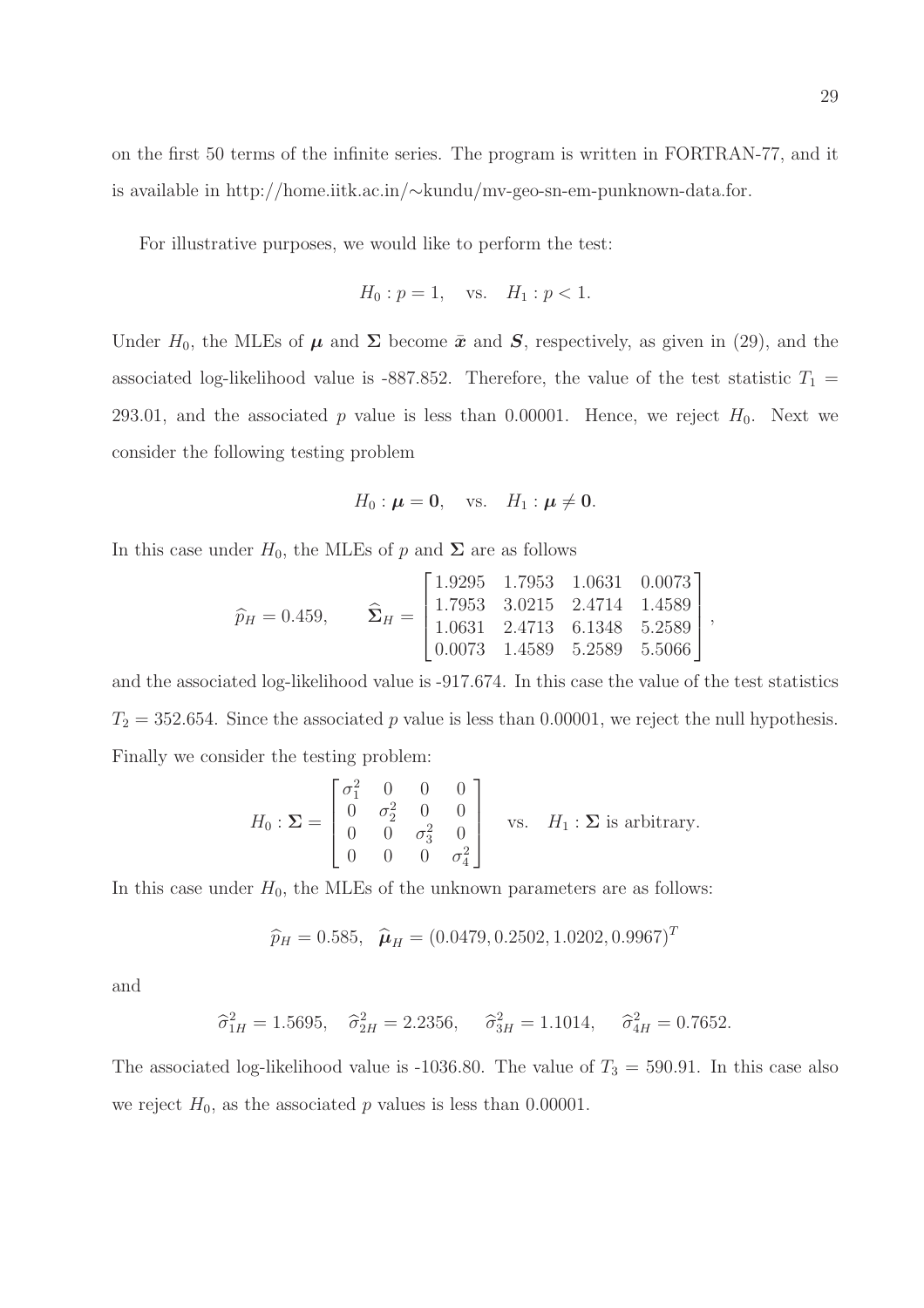on the first 50 terms of the infinite series. The program is written in FORTRAN-77, and it is available in http://home.iitk.ac.in/∼kundu/mv-geo-sn-em-punknown-data.for.

For illustrative purposes, we would like to perform the test:

$$H_0 : p = 1, \quad \text{vs.} \quad H_1 : p < 1.$$

Under $H_0$, the MLEs of $\boldsymbol{\mu}$ and $\boldsymbol{\Sigma}$ become $\bar{\boldsymbol{x}}$ and $\boldsymbol{S}$, respectively, as given in (29), and the associated log-likelihood value is -887.852. Therefore, the value of the test statistic $T_1 = 293.01$, and the associated $p$ value is less than 0.00001. Hence, we reject $H_0$. Next we consider the following testing problem

$$H_0 : \boldsymbol{\mu} = \mathbf{0}, \quad \text{vs.} \quad H_1 : \boldsymbol{\mu} \neq \mathbf{0}.$$

In this case under $H_0$, the MLEs of $p$ and $\boldsymbol{\Sigma}$ are as follows

$$\widehat{p}_H = 0.459, \qquad \widehat{\boldsymbol{\Sigma}}_H = \begin{bmatrix} 1.9295 & 1.7953 & 1.0631 & 0.0073 \\ 1.7953 & 3.0215 & 2.4714 & 1.4589 \\ 1.0631 & 2.4713 & 6.1348 & 5.2589 \\ 0.0073 & 1.4589 & 5.2589 & 5.5066 \end{bmatrix},$$

and the associated log-likelihood value is -917.674. In this case the value of the test statistics $T_2 = 352.654$. Since the associated $p$ value is less than 0.00001, we reject the null hypothesis. Finally we consider the testing problem:

$$H_0 : \boldsymbol{\Sigma} = \begin{bmatrix} \sigma_1^2 & 0 & 0 & 0 \\ 0 & \sigma_2^2 & 0 & 0 \\ 0 & 0 & \sigma_3^2 & 0 \\ 0 & 0 & 0 & \sigma_4^2 \end{bmatrix} \quad \text{vs.} \quad H_1 : \boldsymbol{\Sigma} \text{ is arbitrary.}$$

In this case under $H_0$, the MLEs of the unknown parameters are as follows:

$$\widehat{p}_H = 0.585, \quad \widehat{\boldsymbol{\mu}}_H = (0.0479, 0.2502, 1.0202, 0.9967)^T$$

and

$$\widehat{\sigma}_{1H}^2 = 1.5695, \quad \widehat{\sigma}_{2H}^2 = 2.2356, \quad \widehat{\sigma}_{3H}^2 = 1.1014, \quad \widehat{\sigma}_{4H}^2 = 0.7652.$$

The associated log-likelihood value is -1036.80. The value of $T_3 = 590.91$. In this case also we reject $H_0$, as the associated $p$ values is less than 0.00001.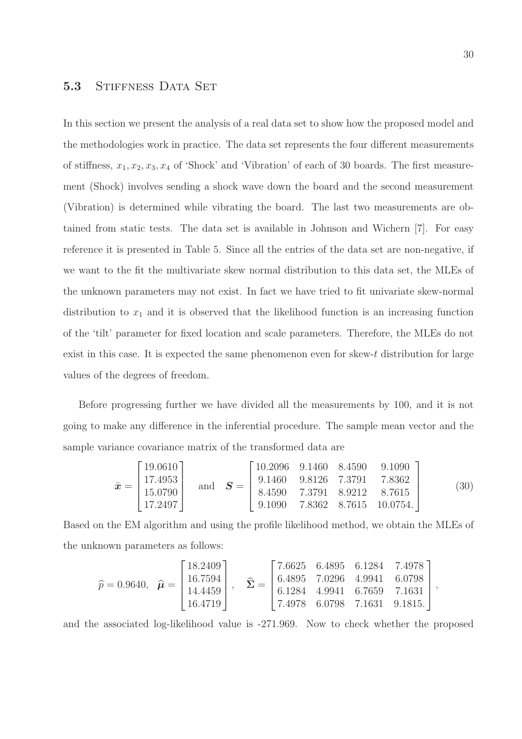### 5.3 Stiffness Data Set

In this section we present the analysis of a real data set to show how the proposed model and the methodologies work in practice. The data set represents the four different measurements of stiffness, $x_1, x_2, x_3, x_4$ of 'Shock' and 'Vibration' of each of 30 boards. The first measurement (Shock) involves sending a shock wave down the board and the second measurement (Vibration) is determined while vibrating the board. The last two measurements are obtained from static tests. The data set is available in Johnson and Wichern [7]. For easy reference it is presented in Table 5. Since all the entries of the data set are non-negative, if we want to the fit the multivariate skew normal distribution to this data set, the MLEs of the unknown parameters may not exist. In fact we have tried to fit univariate skew-normal distribution to $x_1$ and it is observed that the likelihood function is an increasing function of the 'tilt' parameter for fixed location and scale parameters. Therefore, the MLEs do not exist in this case. It is expected the same phenomenon even for skew-$t$ distribution for large values of the degrees of freedom.

Before progressing further we have divided all the measurements by 100, and it is not going to make any difference in the inferential procedure. The sample mean vector and the sample variance covariance matrix of the transformed data are

$$\bar{\boldsymbol{x}} = \begin{bmatrix} 19.0610 \\ 17.4953 \\ 15.0790 \\ 17.2497 \end{bmatrix} \quad \text{and} \quad \boldsymbol{S} = \begin{bmatrix} 10.2096 & 9.1460 & 8.4590 & 9.1090 \\ 9.1460 & 9.8126 & 7.3791 & 7.8362 \\ 8.4590 & 7.3791 & 8.9212 & 8.7615 \\ 9.1090 & 7.8362 & 8.7615 & 10.0754. \end{bmatrix} \tag{30}$$

Based on the EM algorithm and using the profile likelihood method, we obtain the MLEs of the unknown parameters as follows:

$$\widehat{p} = 0.9640, \quad \widehat{\boldsymbol{\mu}} = \begin{bmatrix} 18.2409 \\ 16.7594 \\ 14.4459 \\ 16.4719 \end{bmatrix}, \quad \widehat{\boldsymbol{\Sigma}} = \begin{bmatrix} 7.6625 & 6.4895 & 6.1284 & 7.4978 \\ 6.4895 & 7.0296 & 4.9941 & 6.0798 \\ 6.1284 & 4.9941 & 6.7659 & 7.1631 \\ 7.4978 & 6.0798 & 7.1631 & 9.1815. \end{bmatrix},$$

and the associated log-likelihood value is -271.969. Now to check whether the proposed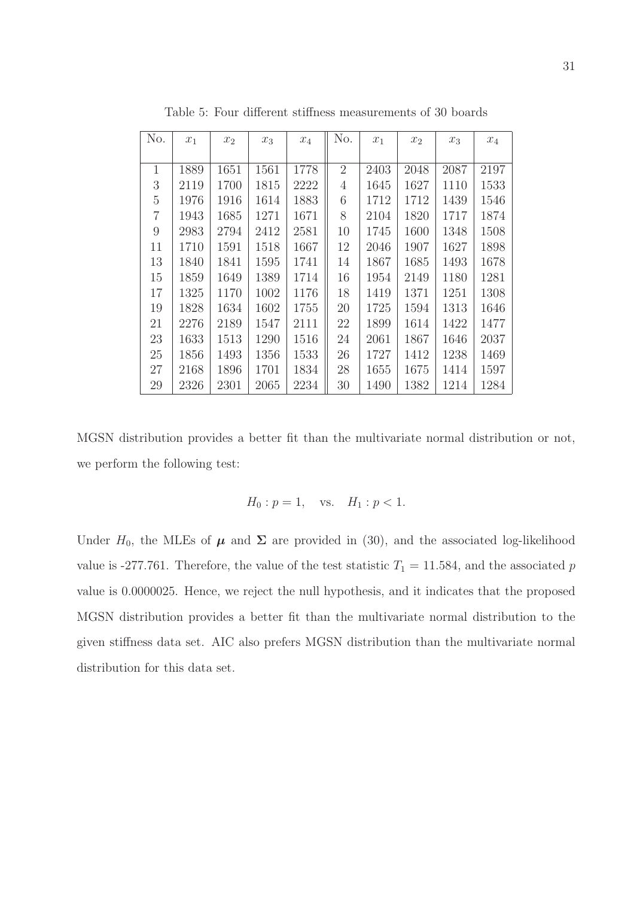Table 5: Four different stiffness measurements of 30 boards

| No. | $x_1$ | $x_2$ | $x_3$ | $x_4$ | No. | $x_1$ | $x_2$ | $x_3$ | $x_4$ |
|---|---|---|---|---|---|---|---|---|---|
| 1 | 1889 | 1651 | 1561 | 1778 | 2 | 2403 | 2048 | 2087 | 2197 |
| 3 | 2119 | 1700 | 1815 | 2222 | 4 | 1645 | 1627 | 1110 | 1533 |
| 5 | 1976 | 1916 | 1614 | 1883 | 6 | 1712 | 1712 | 1439 | 1546 |
| 7 | 1943 | 1685 | 1271 | 1671 | 8 | 2104 | 1820 | 1717 | 1874 |
| 9 | 2983 | 2794 | 2412 | 2581 | 10 | 1745 | 1600 | 1348 | 1508 |
| 11 | 1710 | 1591 | 1518 | 1667 | 12 | 2046 | 1907 | 1627 | 1898 |
| 13 | 1840 | 1841 | 1595 | 1741 | 14 | 1867 | 1685 | 1493 | 1678 |
| 15 | 1859 | 1649 | 1389 | 1714 | 16 | 1954 | 2149 | 1180 | 1281 |
| 17 | 1325 | 1170 | 1002 | 1176 | 18 | 1419 | 1371 | 1251 | 1308 |
| 19 | 1828 | 1634 | 1602 | 1755 | 20 | 1725 | 1594 | 1313 | 1646 |
| 21 | 2276 | 2189 | 1547 | 2111 | 22 | 1899 | 1614 | 1422 | 1477 |
| 23 | 1633 | 1513 | 1290 | 1516 | 24 | 2061 | 1867 | 1646 | 2037 |
| 25 | 1856 | 1493 | 1356 | 1533 | 26 | 1727 | 1412 | 1238 | 1469 |
| 27 | 2168 | 1896 | 1701 | 1834 | 28 | 1655 | 1675 | 1414 | 1597 |
| 29 | 2326 | 2301 | 2065 | 2234 | 30 | 1490 | 1382 | 1214 | 1284 |

MGSN distribution provides a better fit than the multivariate normal distribution or not, we perform the following test:

$$H_0 : p = 1, \quad \text{vs.} \quad H_1 : p < 1.$$

Under $H_0$, the MLEs of $\boldsymbol{\mu}$ and $\boldsymbol{\Sigma}$ are provided in (30), and the associated log-likelihood value is -277.761. Therefore, the value of the test statistic $T_1 = 11.584$, and the associated $p$ value is 0.0000025. Hence, we reject the null hypothesis, and it indicates that the proposed MGSN distribution provides a better fit than the multivariate normal distribution to the given stiffness data set. AIC also prefers MGSN distribution than the multivariate normal distribution for this data set.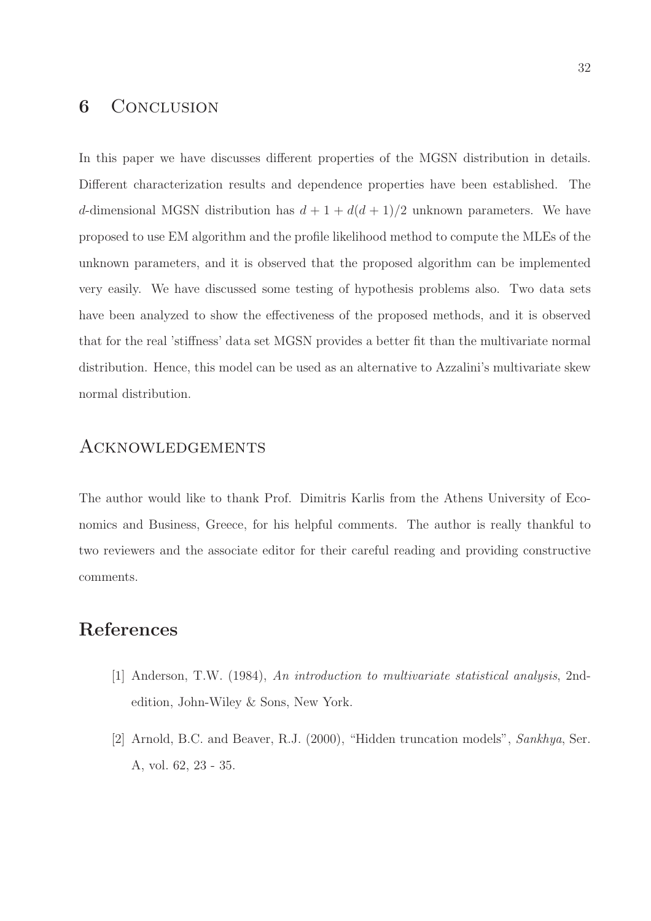## 6 Conclusion

In this paper we have discusses different properties of the MGSN distribution in details. Different characterization results and dependence properties have been established. The $d$-dimensional MGSN distribution has $d + 1 + d(d + 1)/2$ unknown parameters. We have proposed to use EM algorithm and the profile likelihood method to compute the MLEs of the unknown parameters, and it is observed that the proposed algorithm can be implemented very easily. We have discussed some testing of hypothesis problems also. Two data sets have been analyzed to show the effectiveness of the proposed methods, and it is observed that for the real 'stiffness' data set MGSN provides a better fit than the multivariate normal distribution. Hence, this model can be used as an alternative to Azzalini's multivariate skew normal distribution.

## Acknowledgements

The author would like to thank Prof. Dimitris Karlis from the Athens University of Economics and Business, Greece, for his helpful comments. The author is really thankful to two reviewers and the associate editor for their careful reading and providing constructive comments.

# References

[1] Anderson, T.W. (1984), *An introduction to multivariate statistical analysis*, 2nd-edition, John-Wiley & Sons, New York.

[2] Arnold, B.C. and Beaver, R.J. (2000), "Hidden truncation models", *Sankhya*, Ser. A, vol. 62, 23 - 35.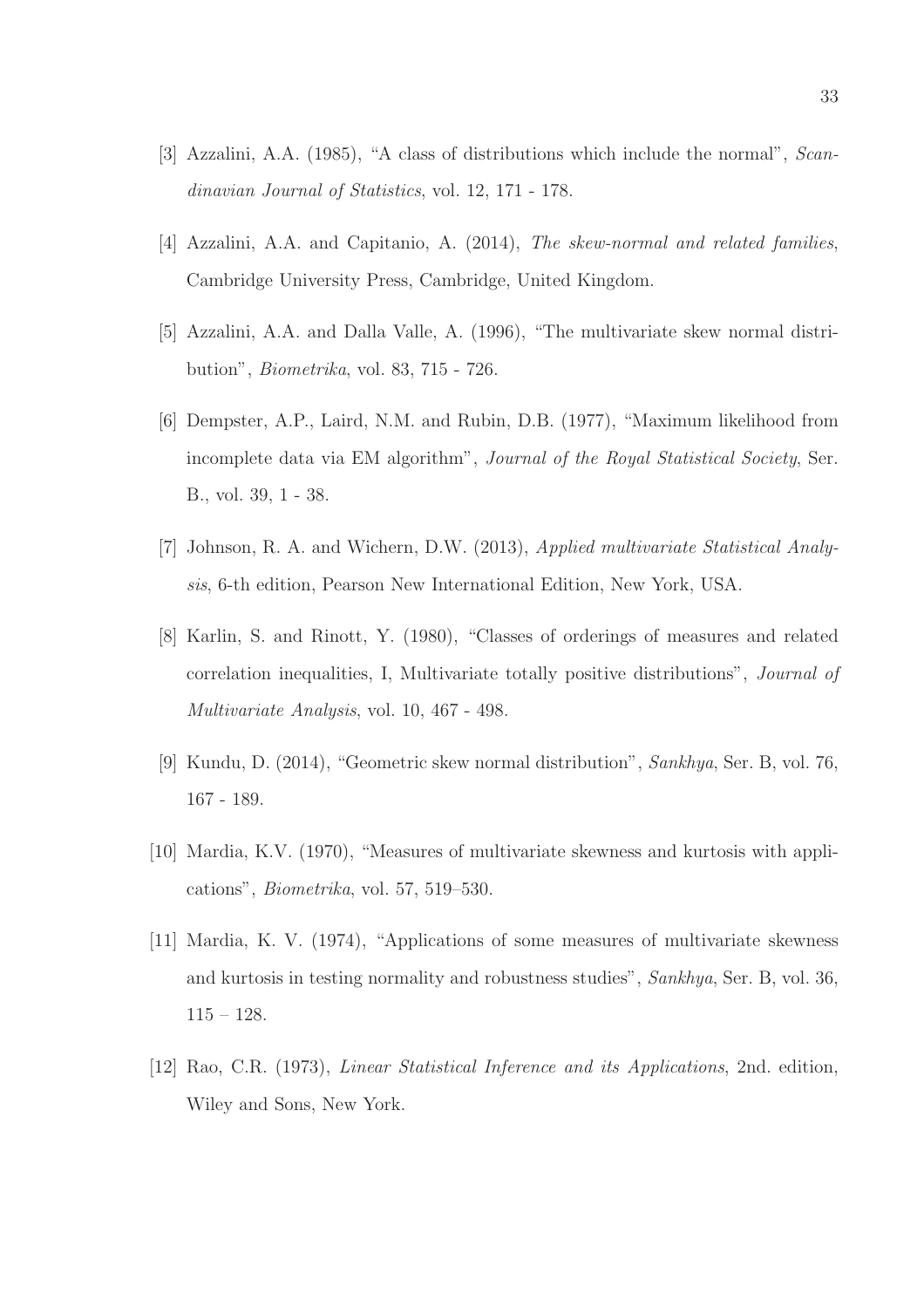[3] Azzalini, A.A. (1985), "A class of distributions which include the normal", *Scandinavian Journal of Statistics*, vol. 12, 171 - 178.

[4] Azzalini, A.A. and Capitanio, A. (2014), *The skew-normal and related families*, Cambridge University Press, Cambridge, United Kingdom.

[5] Azzalini, A.A. and Dalla Valle, A. (1996), "The multivariate skew normal distribution", *Biometrika*, vol. 83, 715 - 726.

[6] Dempster, A.P., Laird, N.M. and Rubin, D.B. (1977), "Maximum likelihood from incomplete data via EM algorithm", *Journal of the Royal Statistical Society*, Ser. B., vol. 39, 1 - 38.

[7] Johnson, R. A. and Wichern, D.W. (2013), *Applied multivariate Statistical Analysis*, 6-th edition, Pearson New International Edition, New York, USA.

[8] Karlin, S. and Rinott, Y. (1980), "Classes of orderings of measures and related correlation inequalities, I, Multivariate totally positive distributions", *Journal of Multivariate Analysis*, vol. 10, 467 - 498.

[9] Kundu, D. (2014), "Geometric skew normal distribution", *Sankhya*, Ser. B, vol. 76, 167 - 189.

[10] Mardia, K.V. (1970), "Measures of multivariate skewness and kurtosis with applications", *Biometrika*, vol. 57, 519–530.

[11] Mardia, K. V. (1974), "Applications of some measures of multivariate skewness and kurtosis in testing normality and robustness studies", *Sankhya*, Ser. B, vol. 36, 115 – 128.

[12] Rao, C.R. (1973), *Linear Statistical Inference and its Applications*, 2nd. edition, Wiley and Sons, New York.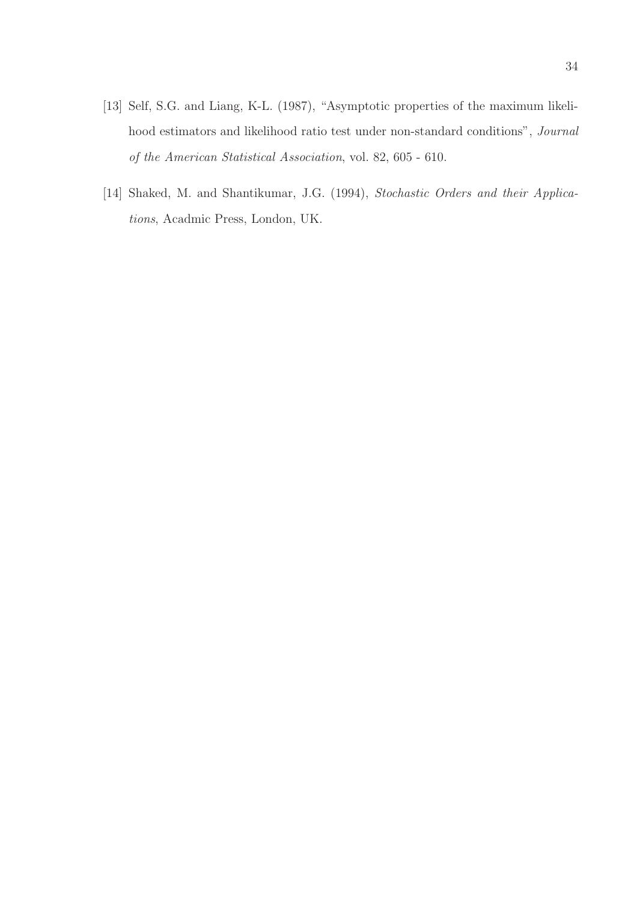[13] Self, S.G. and Liang, K-L. (1987), "Asymptotic properties of the maximum likelihood estimators and likelihood ratio test under non-standard conditions", *Journal of the American Statistical Association*, vol. 82, 605 - 610.

[14] Shaked, M. and Shantikumar, J.G. (1994), *Stochastic Orders and their Applications*, Acadmic Press, London, UK.